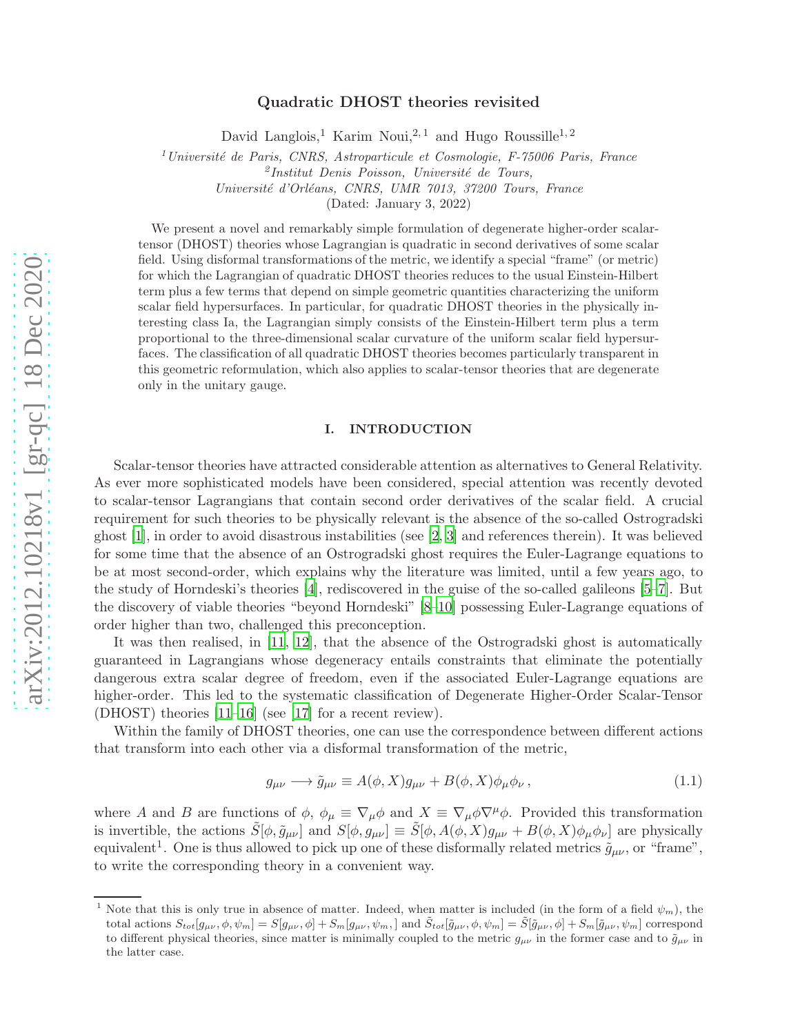# Quadratic DHOST theories revisited

David Langlois,[1] Karim Noui,[2,1] and Hugo Roussille[1,2]

[1] *Université de Paris, CNRS, Astroparticule et Cosmologie, F-75006 Paris, France*
[2] *Institut Denis Poisson, Université de Tours, Université d'Orléans, CNRS, UMR 7013, 37200 Tours, France*

(Dated: January 3, 2022)

We present a novel and remarkably simple formulation of degenerate higher-order scalar-tensor (DHOST) theories whose Lagrangian is quadratic in second derivatives of some scalar field. Using disformal transformations of the metric, we identify a special "frame" (or metric) for which the Lagrangian of quadratic DHOST theories reduces to the usual Einstein-Hilbert term plus a few terms that depend on simple geometric quantities characterizing the uniform scalar field hypersurfaces. In particular, for quadratic DHOST theories in the physically interesting class Ia, the Lagrangian simply consists of the Einstein-Hilbert term plus a term proportional to the three-dimensional scalar curvature of the uniform scalar field hypersurfaces. The classification of all quadratic DHOST theories becomes particularly transparent in this geometric reformulation, which also applies to scalar-tensor theories that are degenerate only in the unitary gauge.

## I. INTRODUCTION

Scalar-tensor theories have attracted considerable attention as alternatives to General Relativity. As ever more sophisticated models have been considered, special attention was recently devoted to scalar-tensor Lagrangians that contain second order derivatives of the scalar field. A crucial requirement for such theories to be physically relevant is the absence of the so-called Ostrogradski ghost [1], in order to avoid disastrous instabilities (see [2, 3] and references therein). It was believed for some time that the absence of an Ostrogradski ghost requires the Euler-Lagrange equations to be at most second-order, which explains why the literature was limited, until a few years ago, to the study of Horndeski's theories [4], rediscovered in the guise of the so-called galileons [5–7]. But the discovery of viable theories "beyond Horndeski" [8–10] possessing Euler-Lagrange equations of order higher than two, challenged this preconception.

It was then realised, in [11, 12], that the absence of the Ostrogradski ghost is automatically guaranteed in Lagrangians whose degeneracy entails constraints that eliminate the potentially dangerous extra scalar degree of freedom, even if the associated Euler-Lagrange equations are higher-order. This led to the systematic classification of Degenerate Higher-Order Scalar-Tensor (DHOST) theories [11–16] (see [17] for a recent review).

Within the family of DHOST theories, one can use the correspondence between different actions that transform into each other via a disformal transformation of the metric,

$$g_{\mu\nu} \longrightarrow \tilde{g}_{\mu\nu} \equiv A(\phi, X) g_{\mu\nu} + B(\phi, X)\phi_\mu \phi_\nu \,, \tag{1.1}$$

where $A$ and $B$ are functions of $\phi$, $\phi_\mu \equiv \nabla_\mu \phi$ and $X \equiv \nabla_\mu \phi \nabla^\mu \phi$. Provided this transformation is invertible, the actions $\tilde{S}[\phi, \tilde{g}_{\mu\nu}]$ and $S[\phi, g_{\mu\nu}] \equiv \tilde{S}[\phi, A(\phi, X) g_{\mu\nu} + B(\phi, X)\phi_\mu\phi_\nu]$ are physically equivalent[1]. One is thus allowed to pick up one of these disformally related metrics $\tilde{g}_{\mu\nu}$, or "frame", to write the corresponding theory in a convenient way.

[1] Note that this is only true in absence of matter. Indeed, when matter is included (in the form of a field $\psi_m$), the total actions $S_{tot}[g_{\mu\nu}, \phi, \psi_m] = S[g_{\mu\nu}, \phi] + S_m[g_{\mu\nu}, \psi_m,]$ and $\tilde{S}_{tot}[\tilde{g}_{\mu\nu}, \phi, \psi_m] = \tilde{S}[\tilde{g}_{\mu\nu}, \phi] + S_m[\tilde{g}_{\mu\nu}, \psi_m]$ correspond to different physical theories, since matter is minimally coupled to the metric $g_{\mu\nu}$ in the former case and to $\tilde{g}_{\mu\nu}$ in the latter case.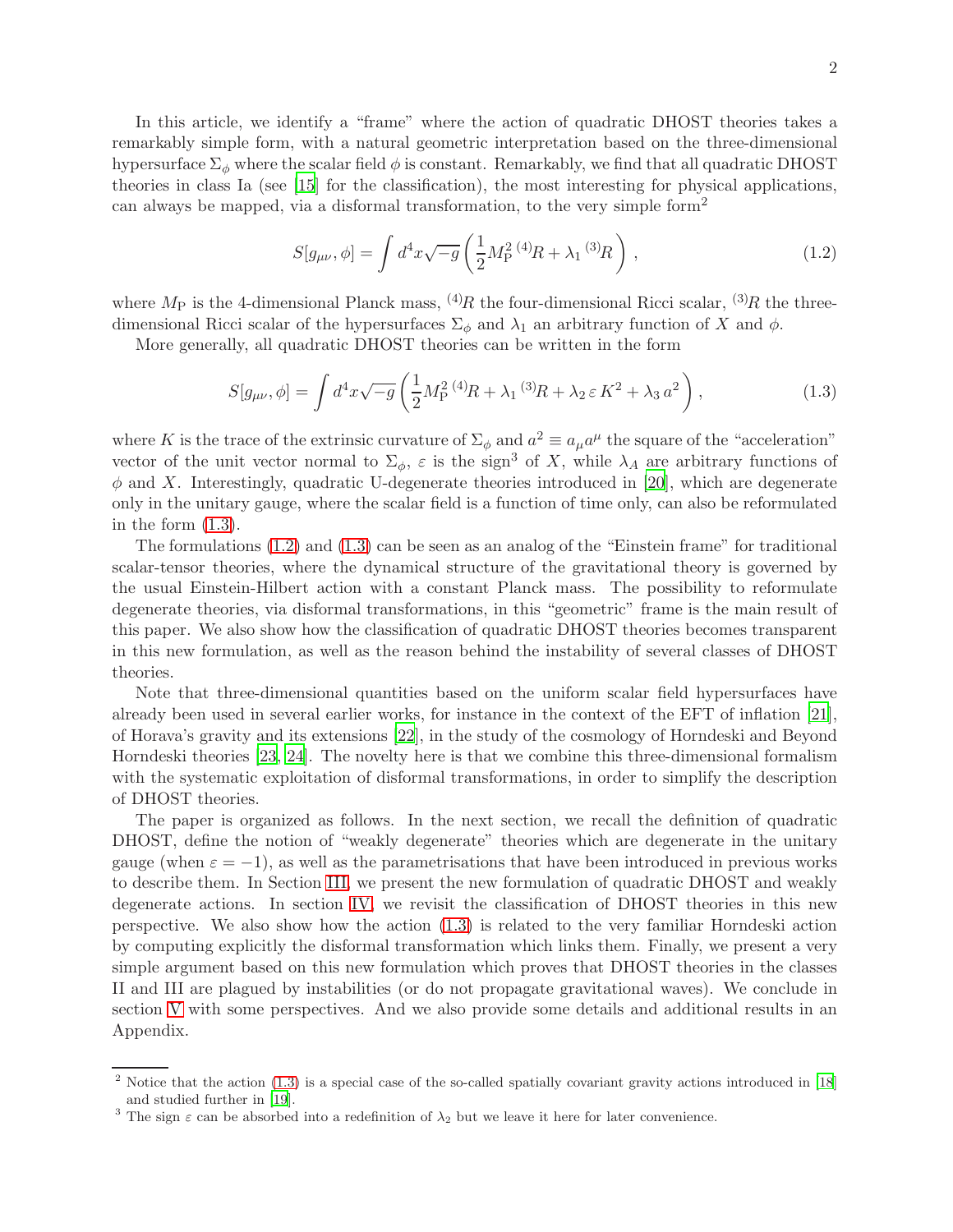In this article, we identify a "frame" where the action of quadratic DHOST theories takes a remarkably simple form, with a natural geometric interpretation based on the three-dimensional hypersurface $\Sigma_\phi$ where the scalar field $\phi$ is constant. Remarkably, we find that all quadratic DHOST theories in class Ia (see [15] for the classification), the most interesting for physical applications, can always be mapped, via a disformal transformation, to the very simple form[2]

$$S[g_{\mu\nu},\phi] = \int d^4x \sqrt{-g}\left(\frac{1}{2}M_{\rm P}^2\, {}^{(4)}\!R + \lambda_1\, {}^{(3)}\!R\right), \tag{1.2}$$

where $M_{\rm P}$ is the 4-dimensional Planck mass, ${}^{(4)}\!R$ the four-dimensional Ricci scalar, ${}^{(3)}\!R$ the three-dimensional Ricci scalar of the hypersurfaces $\Sigma_\phi$ and $\lambda_1$ an arbitrary function of $X$ and $\phi$.

More generally, all quadratic DHOST theories can be written in the form

$$S[g_{\mu\nu},\phi] = \int d^4x \sqrt{-g}\left(\frac{1}{2}M_{\rm P}^2\, {}^{(4)}\!R + \lambda_1\, {}^{(3)}\!R + \lambda_2\, \varepsilon\, K^2 + \lambda_3\, a^2\right), \tag{1.3}$$

where $K$ is the trace of the extrinsic curvature of $\Sigma_\phi$ and $a^2 \equiv a_\mu a^\mu$ the square of the "acceleration" vector of the unit vector normal to $\Sigma_\phi$, $\varepsilon$ is the sign[3] of $X$, while $\lambda_A$ are arbitrary functions of $\phi$ and $X$. Interestingly, quadratic U-degenerate theories introduced in [20], which are degenerate only in the unitary gauge, where the scalar field is a function of time only, can also be reformulated in the form (1.3).

The formulations (1.2) and (1.3) can be seen as an analog of the "Einstein frame" for traditional scalar-tensor theories, where the dynamical structure of the gravitational theory is governed by the usual Einstein-Hilbert action with a constant Planck mass. The possibility to reformulate degenerate theories, via disformal transformations, in this "geometric" frame is the main result of this paper. We also show how the classification of quadratic DHOST theories becomes transparent in this new formulation, as well as the reason behind the instability of several classes of DHOST theories.

Note that three-dimensional quantities based on the uniform scalar field hypersurfaces have already been used in several earlier works, for instance in the context of the EFT of inflation [21], of Horava's gravity and its extensions [22], in the study of the cosmology of Horndeski and Beyond Horndeski theories [23, 24]. The novelty here is that we combine this three-dimensional formalism with the systematic exploitation of disformal transformations, in order to simplify the description of DHOST theories.

The paper is organized as follows. In the next section, we recall the definition of quadratic DHOST, define the notion of "weakly degenerate" theories which are degenerate in the unitary gauge (when $\varepsilon = -1$), as well as the parametrisations that have been introduced in previous works to describe them. In Section III, we present the new formulation of quadratic DHOST and weakly degenerate actions. In section IV, we revisit the classification of DHOST theories in this new perspective. We also show how the action (1.3) is related to the very familiar Horndeski action by computing explicitly the disformal transformation which links them. Finally, we present a very simple argument based on this new formulation which proves that DHOST theories in the classes II and III are plagued by instabilities (or do not propagate gravitational waves). We conclude in section V with some perspectives. And we also provide some details and additional results in an Appendix.

---

[2] Notice that the action (1.3) is a special case of the so-called spatially covariant gravity actions introduced in [18] and studied further in [19].

[3] The sign $\varepsilon$ can be absorbed into a redefinition of $\lambda_2$ but we leave it here for later convenience.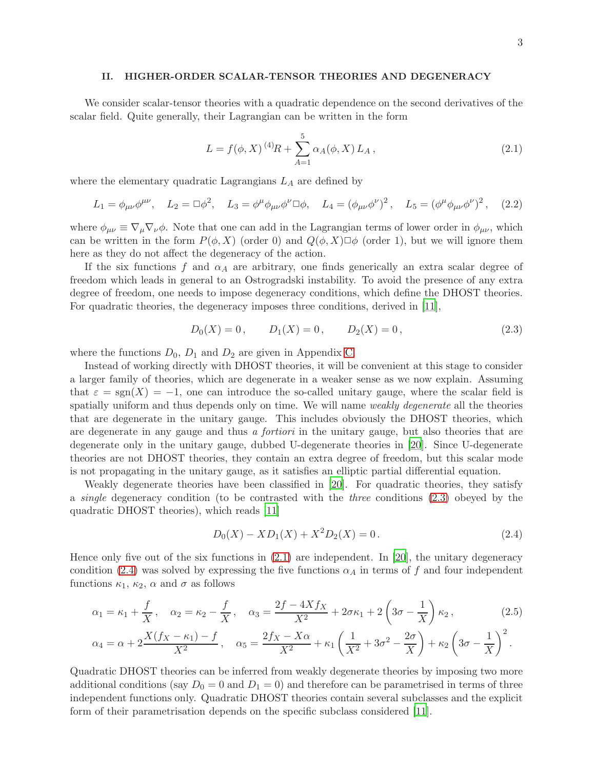## II. HIGHER-ORDER SCALAR-TENSOR THEORIES AND DEGENERACY

We consider scalar-tensor theories with a quadratic dependence on the second derivatives of the scalar field. Quite generally, their Lagrangian can be written in the form

$$L = f(\phi, X)\, {}^{(4)}\!R + \sum_{A=1}^{5} \alpha_A(\phi, X)\, L_A \,, \tag{2.1}$$

where the elementary quadratic Lagrangians $L_A$ are defined by

$$L_1 = \phi_{\mu\nu}\phi^{\mu\nu}, \quad L_2 = \Box\phi^2, \quad L_3 = \phi^\mu \phi_{\mu\nu}\phi^\nu \Box\phi, \quad L_4 = \left(\phi_{\mu\nu}\phi^\nu\right)^2, \quad L_5 = \left(\phi^\mu\phi_{\mu\nu}\phi^\nu\right)^2, \tag{2.2}$$

where $\phi_{\mu\nu} \equiv \nabla_\mu\nabla_\nu\phi$. Note that one can add in the Lagrangian terms of lower order in $\phi_{\mu\nu}$, which can be written in the form $P(\phi, X)$ (order 0) and $Q(\phi, X)\Box\phi$ (order 1), but we will ignore them here as they do not affect the degeneracy of the action.

If the six functions $f$ and $\alpha_A$ are arbitrary, one finds generically an extra scalar degree of freedom which leads in general to an Ostrogradski instability. To avoid the presence of any extra degree of freedom, one needs to impose degeneracy conditions, which define the DHOST theories. For quadratic theories, the degeneracy imposes three conditions, derived in [11],

$$D_0(X) = 0\,, \qquad D_1(X) = 0\,, \qquad D_2(X) = 0\,, \tag{2.3}$$

where the functions $D_0$, $D_1$ and $D_2$ are given in Appendix C.

Instead of working directly with DHOST theories, it will be convenient at this stage to consider a larger family of theories, which are degenerate in a weaker sense as we now explain. Assuming that $\varepsilon = \mathrm{sgn}(X) = -1$, one can introduce the so-called unitary gauge, where the scalar field is spatially uniform and thus depends only on time. We will name *weakly degenerate* all the theories that are degenerate in the unitary gauge. This includes obviously the DHOST theories, which are degenerate in any gauge and thus *a fortiori* in the unitary gauge, but also theories that are degenerate only in the unitary gauge, dubbed U-degenerate theories in [20]. Since U-degenerate theories are not DHOST theories, they contain an extra degree of freedom, but this scalar mode is not propagating in the unitary gauge, as it satisfies an elliptic partial differential equation.

Weakly degenerate theories have been classified in [20]. For quadratic theories, they satisfy a *single* degeneracy condition (to be contrasted with the *three* conditions (2.3) obeyed by the quadratic DHOST theories), which reads [11]

$$D_0(X) - X D_1(X) + X^2 D_2(X) = 0\,. \tag{2.4}$$

Hence only five out of the six functions in (2.1) are independent. In [20], the unitary degeneracy condition (2.4) was solved by expressing the five functions $\alpha_A$ in terms of $f$ and four independent functions $\kappa_1$, $\kappa_2$, $\alpha$ and $\sigma$ as follows

$$\alpha_1 = \kappa_1 + \frac{f}{X}\,, \quad \alpha_2 = \kappa_2 - \frac{f}{X}\,, \quad \alpha_3 = \frac{2f - 4Xf_X}{X^2} + 2\sigma\kappa_1 + 2\left(3\sigma - \frac{1}{X}\right)\kappa_2\,, \tag{2.5}$$

$$\alpha_4 = \alpha + 2\frac{X(f_X - \kappa_1) - f}{X^2}\,, \quad \alpha_5 = \frac{2f_X - X\alpha}{X^2} + \kappa_1\left(\frac{1}{X^2} + 3\sigma^2 - \frac{2\sigma}{X}\right) + \kappa_2\left(3\sigma - \frac{1}{X}\right)^2.$$

Quadratic DHOST theories can be inferred from weakly degenerate theories by imposing two more additional conditions (say $D_0 = 0$ and $D_1 = 0$) and therefore can be parametrised in terms of three independent functions only. Quadratic DHOST theories contain several subclasses and the explicit form of their parametrisation depends on the specific subclass considered [11].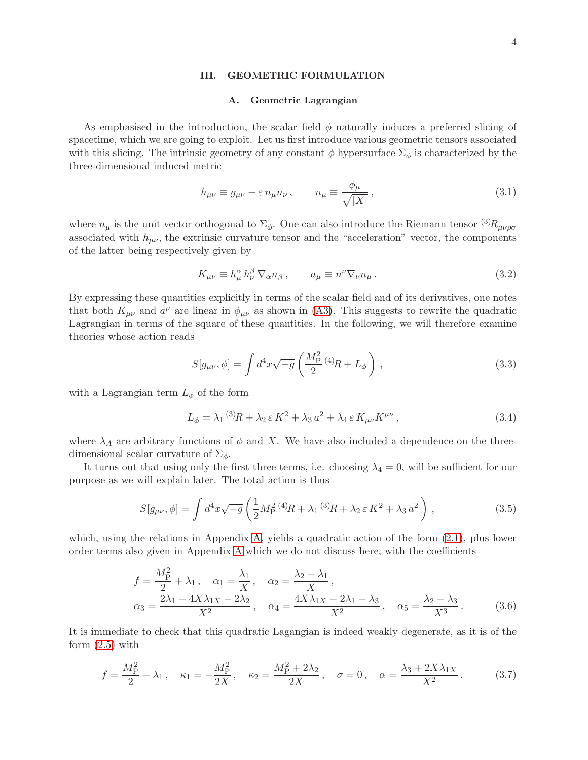## III. GEOMETRIC FORMULATION

### A. Geometric Lagrangian

As emphasised in the introduction, the scalar field $\phi$ naturally induces a preferred slicing of spacetime, which we are going to exploit. Let us first introduce various geometric tensors associated with this slicing. The intrinsic geometry of any constant $\phi$ hypersurface $\Sigma_\phi$ is characterized by the three-dimensional induced metric

$$h_{\mu\nu} \equiv g_{\mu\nu} - \varepsilon\, n_\mu n_\nu \,, \qquad n_\mu \equiv \frac{\phi_\mu}{\sqrt{|X|}} \,, \tag{3.1}$$

where $n_\mu$ is the unit vector orthogonal to $\Sigma_\phi$. One can also introduce the Riemann tensor ${}^{(3)}R_{\mu\nu\rho\sigma}$ associated with $h_{\mu\nu}$, the extrinsic curvature tensor and the "acceleration" vector, the components of the latter being respectively given by

$$K_{\mu\nu} \equiv h_\mu^\alpha\, h_\nu^\beta\, \nabla_\alpha n_\beta \,, \qquad a_\mu \equiv n^\nu \nabla_\nu n_\mu \,. \tag{3.2}$$

By expressing these quantities explicitly in terms of the scalar field and of its derivatives, one notes that both $K_{\mu\nu}$ and $a^\mu$ are linear in $\phi_{\mu\nu}$ as shown in (A3). This suggests to rewrite the quadratic Lagrangian in terms of the square of these quantities. In the following, we will therefore examine theories whose action reads

$$S[g_{\mu\nu}, \phi] = \int d^4x \sqrt{-g} \left( \frac{M_{\rm P}^2}{2}\, {}^{(4)}\!R + L_\phi \right) , \tag{3.3}$$

with a Lagrangian term $L_\phi$ of the form

$$L_\phi = \lambda_1\, {}^{(3)}\!R + \lambda_2\, \varepsilon\, K^2 + \lambda_3\, a^2 + \lambda_4\, \varepsilon\, K_{\mu\nu} K^{\mu\nu} \,, \tag{3.4}$$

where $\lambda_A$ are arbitrary functions of $\phi$ and $X$. We have also included a dependence on the three-dimensional scalar curvature of $\Sigma_\phi$.

It turns out that using only the first three terms, i.e. choosing $\lambda_4 = 0$, will be sufficient for our purpose as we will explain later. The total action is thus

$$S[g_{\mu\nu}, \phi] = \int d^4x \sqrt{-g} \left( \frac{1}{2} M_{\rm P}^2\, {}^{(4)}\!R + \lambda_1\, {}^{(3)}\!R + \lambda_2\, \varepsilon\, K^2 + \lambda_3\, a^2 \right) , \tag{3.5}$$

which, using the relations in Appendix A, yields a quadratic action of the form (2.1), plus lower order terms also given in Appendix A which we do not discuss here, with the coefficients

$$\begin{aligned}
&f = \frac{M_{\rm P}^2}{2} + \lambda_1 \,, \quad \alpha_1 = \frac{\lambda_1}{X} \,, \quad \alpha_2 = \frac{\lambda_2 - \lambda_1}{X} \,, \\
&\alpha_3 = \frac{2\lambda_1 - 4X\lambda_{1X} - 2\lambda_2}{X^2} \,, \quad \alpha_4 = \frac{4X\lambda_{1X} - 2\lambda_1 + \lambda_3}{X^2} \,, \quad \alpha_5 = \frac{\lambda_2 - \lambda_3}{X^3} \,.
\end{aligned} \tag{3.6}$$

It is immediate to check that this quadratic Lagangian is indeed weakly degenerate, as it is of the form (2.5) with

$$f = \frac{M_{\rm P}^2}{2} + \lambda_1 \,, \quad \kappa_1 = -\frac{M_{\rm P}^2}{2X} \,, \quad \kappa_2 = \frac{M_{\rm P}^2 + 2\lambda_2}{2X} \,, \quad \sigma = 0 \,, \quad \alpha = \frac{\lambda_3 + 2X\lambda_{1X}}{X^2} \,. \tag{3.7}$$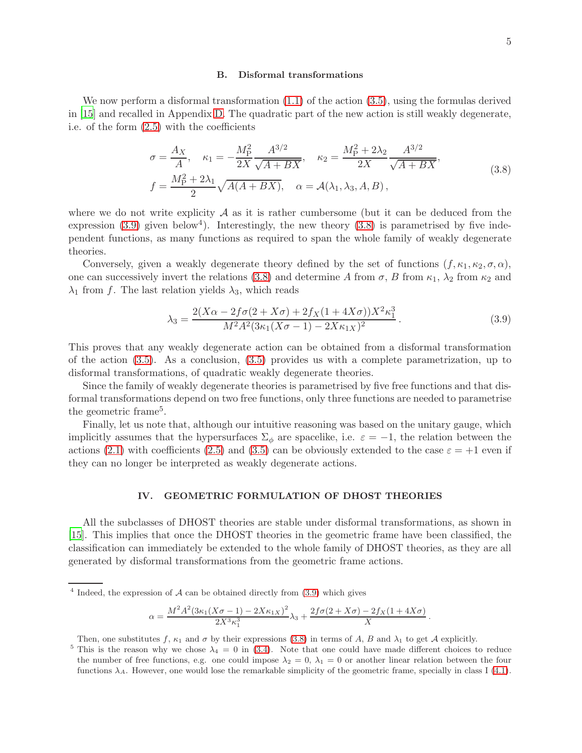### B. Disformal transformations

We now perform a disformal transformation (1.1) of the action (3.5), using the formulas derived in [15] and recalled in Appendix D. The quadratic part of the new action is still weakly degenerate, i.e. of the form (2.5) with the coefficients

$$
\begin{aligned}
&\sigma = \frac{A_X}{A}, \quad \kappa_1 = -\frac{M_{\rm P}^2}{2X}\frac{A^{3/2}}{\sqrt{A+BX}}, \quad \kappa_2 = \frac{M_{\rm P}^2 + 2\lambda_2}{2X}\frac{A^{3/2}}{\sqrt{A+BX}}, \\
&f = \frac{M_{\rm P}^2 + 2\lambda_1}{2}\sqrt{A(A+BX)}, \quad \alpha = \mathcal{A}(\lambda_1, \lambda_3, A, B)\,,
\end{aligned}
\tag{3.8}
$$

where we do not write explicity $\mathcal{A}$ as it is rather cumbersome (but it can be deduced from the expression (3.9) given below[4]). Interestingly, the new theory (3.8) is parametrised by five independent functions, as many functions as required to span the whole family of weakly degenerate theories.

Conversely, given a weakly degenerate theory defined by the set of functions $(f, \kappa_1, \kappa_2, \sigma, \alpha)$, one can successively invert the relations (3.8) and determine $A$ from $\sigma$, $B$ from $\kappa_1$, $\lambda_2$ from $\kappa_2$ and $\lambda_1$ from $f$. The last relation yields $\lambda_3$, which reads

$$
\lambda_3 = \frac{2(X\alpha - 2f\sigma(2+X\sigma) + 2f_X(1+4X\sigma))X^2\kappa_1^3}{M^2A^2(3\kappa_1(X\sigma-1) - 2X\kappa_{1X})^2}\,.
\tag{3.9}
$$

This proves that any weakly degenerate action can be obtained from a disformal transformation of the action (3.5). As a conclusion, (3.5) provides us with a complete parametrization, up to disformal transformations, of quadratic weakly degenerate theories.

Since the family of weakly degenerate theories is parametrised by five free functions and that disformal transformations depend on two free functions, only three functions are needed to parametrise the geometric frame[5].

Finally, let us note that, although our intuitive reasoning was based on the unitary gauge, which implicitly assumes that the hypersurfaces $\Sigma_\phi$ are spacelike, i.e. $\varepsilon = -1$, the relation between the actions (2.1) with coefficients (2.5) and (3.5) can be obviously extended to the case $\varepsilon = +1$ even if they can no longer be interpreted as weakly degenerate actions.

## IV. GEOMETRIC FORMULATION OF DHOST THEORIES

All the subclasses of DHOST theories are stable under disformal transformations, as shown in [15]. This implies that once the DHOST theories in the geometric frame have been classified, the classification can immediately be extended to the whole family of DHOST theories, as they are all generated by disformal transformations from the geometric frame actions.

---

[4] Indeed, the expression of $\mathcal{A}$ can be obtained directly from (3.9) which gives

$$
\alpha = \frac{M^2A^2(3\kappa_1(X\sigma-1) - 2X\kappa_{1X})^2}{2X^3\kappa_1^3}\lambda_3 + \frac{2f\sigma(2+X\sigma) - 2f_X(1+4X\sigma)}{X}\,.
$$

Then, one substitutes $f$, $\kappa_1$ and $\sigma$ by their expressions (3.8) in terms of $A$, $B$ and $\lambda_1$ to get $\mathcal{A}$ explicitly.

[5] This is the reason why we chose $\lambda_4 = 0$ in (3.4). Note that one could have made different choices to reduce the number of free functions, e.g. one could impose $\lambda_2 = 0$, $\lambda_1 = 0$ or another linear relation between the four functions $\lambda_A$. However, one would lose the remarkable simplicity of the geometric frame, specially in class I (4.1).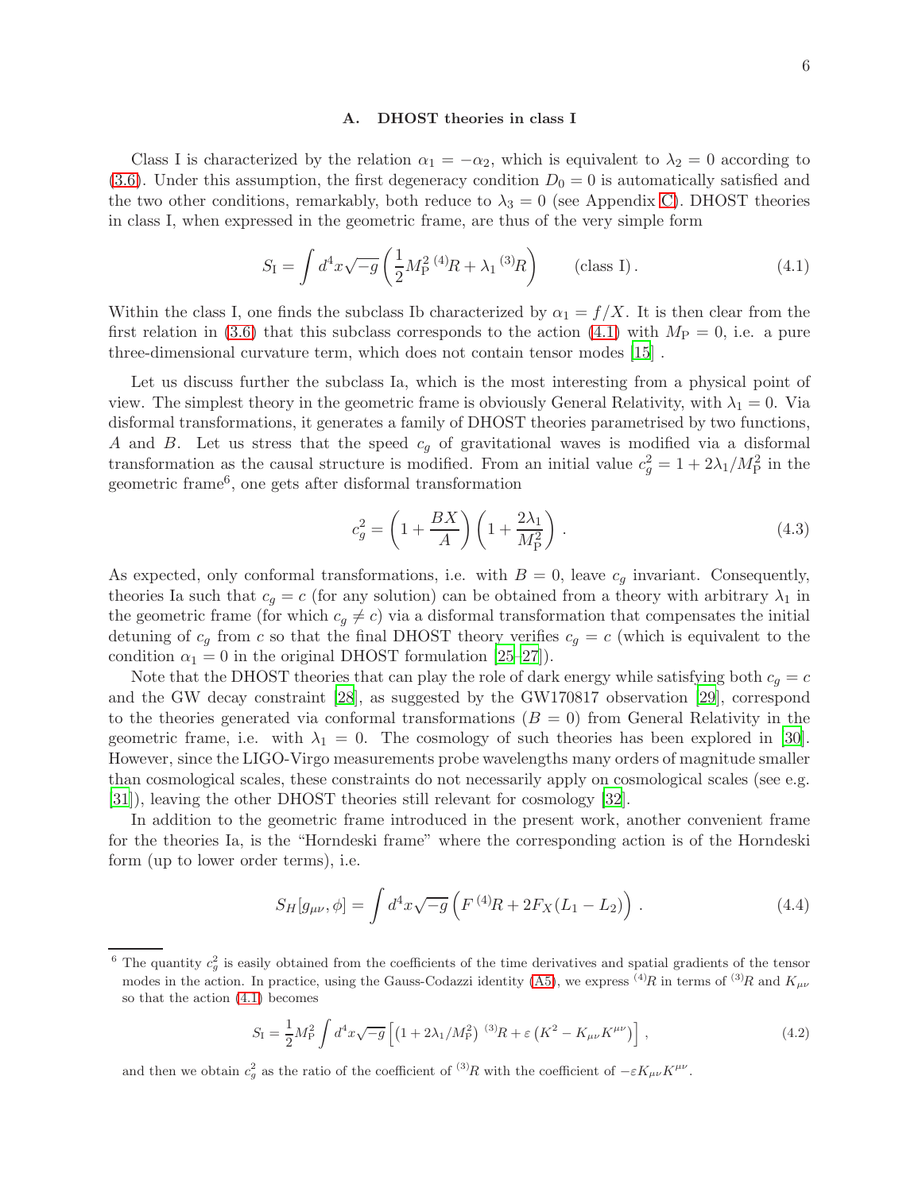### A. DHOST theories in class I

Class I is characterized by the relation $\alpha_1 = -\alpha_2$, which is equivalent to $\lambda_2 = 0$ according to (3.6). Under this assumption, the first degeneracy condition $D_0 = 0$ is automatically satisfied and the two other conditions, remarkably, both reduce to $\lambda_3 = 0$ (see Appendix C). DHOST theories in class I, when expressed in the geometric frame, are thus of the very simple form

$$S_{\rm I} = \int d^4x\sqrt{-g}\left(\frac{1}{2}M_{\rm P}^2\,{}^{(4)}\!R + \lambda_1\,{}^{(3)}\!R\right) \qquad \text{(class I)}\,. \tag{4.1}$$

Within the class I, one finds the subclass Ib characterized by $\alpha_1 = f/X$. It is then clear from the first relation in (3.6) that this subclass corresponds to the action (4.1) with $M_{\rm P} = 0$, i.e. a pure three-dimensional curvature term, which does not contain tensor modes [15] .

Let us discuss further the subclass Ia, which is the most interesting from a physical point of view. The simplest theory in the geometric frame is obviously General Relativity, with $\lambda_1 = 0$. Via disformal transformations, it generates a family of DHOST theories parametrised by two functions, $A$ and $B$. Let us stress that the speed $c_g$ of gravitational waves is modified via a disformal transformation as the causal structure is modified. From an initial value $c_g^2 = 1 + 2\lambda_1/M_{\rm P}^2$ in the geometric frame[6], one gets after disformal transformation

$$c_g^2 = \left(1 + \frac{BX}{A}\right)\left(1 + \frac{2\lambda_1}{M_{\rm P}^2}\right)\,. \tag{4.3}$$

As expected, only conformal transformations, i.e. with $B = 0$, leave $c_g$ invariant. Consequently, theories Ia such that $c_g = c$ (for any solution) can be obtained from a theory with arbitrary $\lambda_1$ in the geometric frame (for which $c_g \neq c$) via a disformal transformation that compensates the initial detuning of $c_g$ from $c$ so that the final DHOST theory verifies $c_g = c$ (which is equivalent to the condition $\alpha_1 = 0$ in the original DHOST formulation [25–27]).

Note that the DHOST theories that can play the role of dark energy while satisfying both $c_g = c$ and the GW decay constraint [28], as suggested by the GW170817 observation [29], correspond to the theories generated via conformal transformations ($B = 0$) from General Relativity in the geometric frame, i.e. with $\lambda_1 = 0$. The cosmology of such theories has been explored in [30]. However, since the LIGO-Virgo measurements probe wavelengths many orders of magnitude smaller than cosmological scales, these constraints do not necessarily apply on cosmological scales (see e.g. [31]), leaving the other DHOST theories still relevant for cosmology [32].

In addition to the geometric frame introduced in the present work, another convenient frame for the theories Ia, is the "Horndeski frame" where the corresponding action is of the Horndeski form (up to lower order terms), i.e.

$$S_H[g_{\mu\nu},\phi] = \int d^4x\sqrt{-g}\left(F\,{}^{(4)}\!R + 2F_X(L_1 - L_2)\right)\,. \tag{4.4}$$

---

[6] The quantity $c_g^2$ is easily obtained from the coefficients of the time derivatives and spatial gradients of the tensor modes in the action. In practice, using the Gauss-Codazzi identity (A5), we express ${}^{(4)}\!R$ in terms of ${}^{(3)}\!R$ and $K_{\mu\nu}$ so that the action (4.1) becomes

$$S_{\rm I} = \frac{1}{2}M_{\rm P}^2\int d^4x\sqrt{-g}\left[\left(1 + 2\lambda_1/M_{\rm P}^2\right)\,{}^{(3)}\!R + \varepsilon\left(K^2 - K_{\mu\nu}K^{\mu\nu}\right)\right]\,, \tag{4.2}$$

and then we obtain $c_g^2$ as the ratio of the coefficient of ${}^{(3)}\!R$ with the coefficient of $-\varepsilon K_{\mu\nu}K^{\mu\nu}$.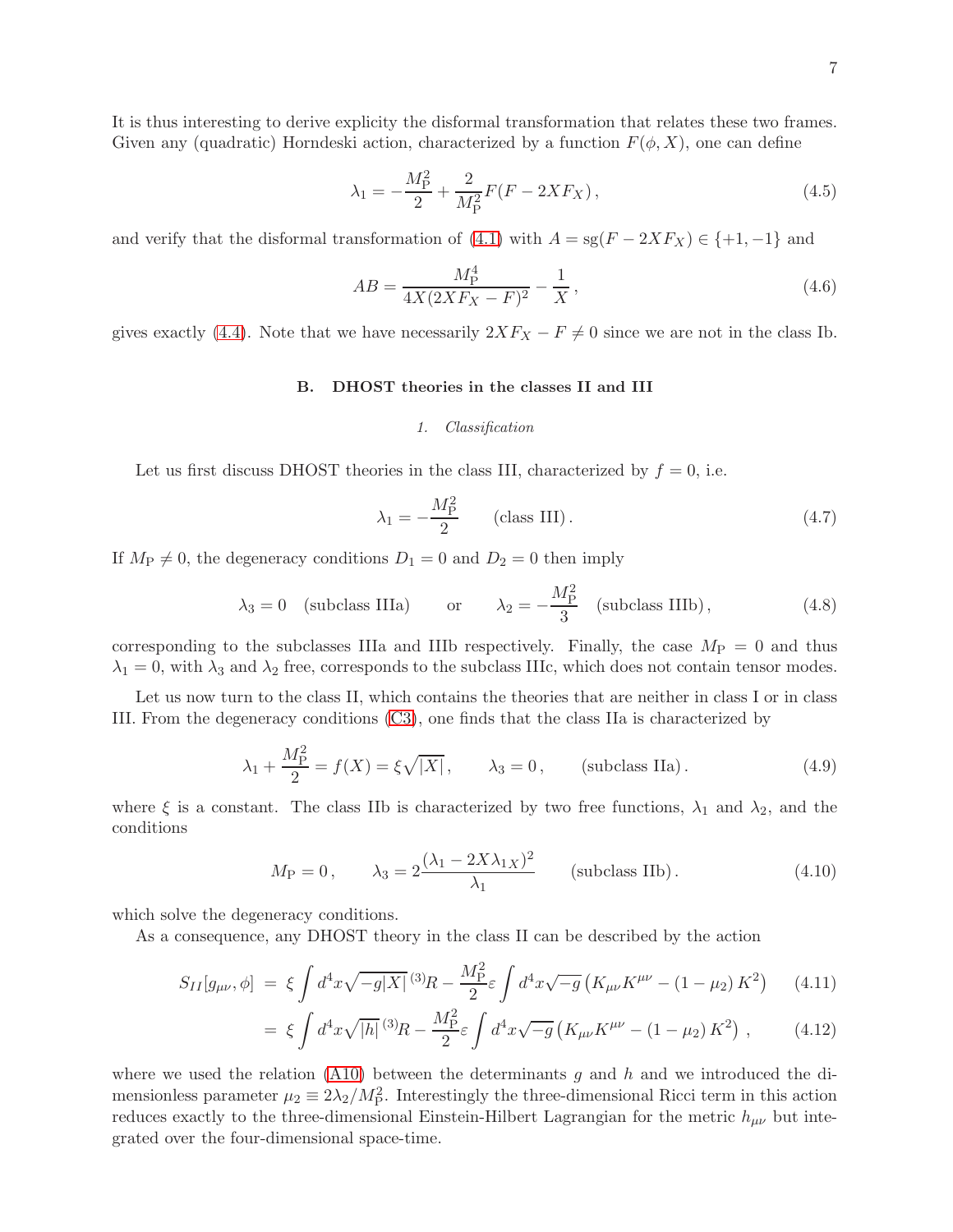It is thus interesting to derive explicity the disformal transformation that relates these two frames. Given any (quadratic) Horndeski action, characterized by a function $F(\phi, X)$, one can define

$$\lambda_1 = -\frac{M_{\rm P}^2}{2} + \frac{2}{M_{\rm P}^2} F(F - 2XF_X)\,, \tag{4.5}$$

and verify that the disformal transformation of (4.1) with $A = \text{sg}(F - 2XF_X) \in \{+1, -1\}$ and

$$AB = \frac{M_{\rm P}^4}{4X(2XF_X - F)^2} - \frac{1}{X}\,, \tag{4.6}$$

gives exactly (4.4). Note that we have necessarily $2XF_X - F \neq 0$ since we are not in the class Ib.

### B. DHOST theories in the classes II and III

#### *1. Classification*

Let us first discuss DHOST theories in the class III, characterized by $f = 0$, i.e.

$$\lambda_1 = -\frac{M_{\rm P}^2}{2} \qquad (\text{class III})\,. \tag{4.7}$$

If $M_{\rm P} \neq 0$, the degeneracy conditions $D_1 = 0$ and $D_2 = 0$ then imply

$$\lambda_3 = 0 \quad (\text{subclass IIIa}) \qquad \text{or} \qquad \lambda_2 = -\frac{M_{\rm P}^2}{3} \quad (\text{subclass IIIb})\,, \tag{4.8}$$

corresponding to the subclasses IIIa and IIIb respectively. Finally, the case $M_{\rm P} = 0$ and thus $\lambda_1 = 0$, with $\lambda_3$ and $\lambda_2$ free, corresponds to the subclass IIIc, which does not contain tensor modes.

Let us now turn to the class II, which contains the theories that are neither in class I or in class III. From the degeneracy conditions (C3), one finds that the class IIa is characterized by

$$\lambda_1 + \frac{M_{\rm P}^2}{2} = f(X) = \xi\sqrt{|X|}\,, \qquad \lambda_3 = 0\,, \qquad (\text{subclass IIa})\,. \tag{4.9}$$

where $\xi$ is a constant. The class IIb is characterized by two free functions, $\lambda_1$ and $\lambda_2$, and the conditions

$$M_{\rm P} = 0\,, \qquad \lambda_3 = 2\frac{(\lambda_1 - 2X\lambda_{1X})^2}{\lambda_1} \qquad (\text{subclass IIb})\,. \tag{4.10}$$

which solve the degeneracy conditions.

As a consequence, any DHOST theory in the class II can be described by the action

$$\begin{aligned} S_{II}[g_{\mu\nu}, \phi] &= \xi \int d^4x \sqrt{-g|X|}\, {}^{(3)}\!R - \frac{M_{\rm P}^2}{2}\varepsilon \int d^4x\sqrt{-g}\left(K_{\mu\nu}K^{\mu\nu} - (1-\mu_2)\, K^2\right) && (4.11)\\ &= \xi \int d^4x \sqrt{|h|}\, {}^{(3)}\!R - \frac{M_{\rm P}^2}{2}\varepsilon \int d^4x\sqrt{-g}\left(K_{\mu\nu}K^{\mu\nu} - (1-\mu_2)\, K^2\right)\,, && (4.12) \end{aligned}$$

where we used the relation (A10) between the determinants $g$ and $h$ and we introduced the dimensionless parameter $\mu_2 \equiv 2\lambda_2/M_{\rm P}^2$. Interestingly the three-dimensional Ricci term in this action reduces exactly to the three-dimensional Einstein-Hilbert Lagrangian for the metric $h_{\mu\nu}$ but integrated over the four-dimensional space-time.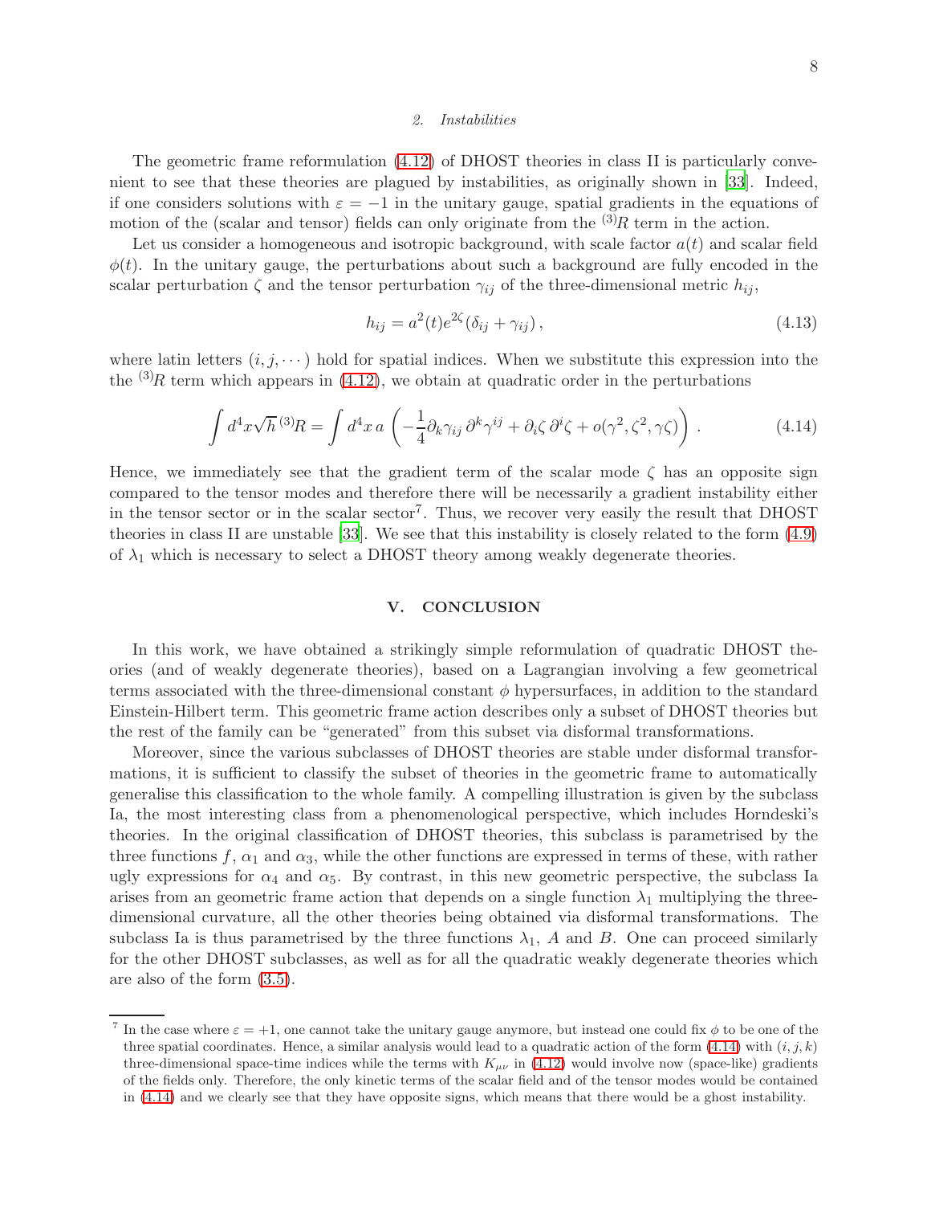### 2. Instabilities

The geometric frame reformulation (4.12) of DHOST theories in class II is particularly convenient to see that these theories are plagued by instabilities, as originally shown in [33]. Indeed, if one considers solutions with $\varepsilon = -1$ in the unitary gauge, spatial gradients in the equations of motion of the (scalar and tensor) fields can only originate from the ${}^{(3)}\!R$ term in the action.

Let us consider a homogeneous and isotropic background, with scale factor $a(t)$ and scalar field $\phi(t)$. In the unitary gauge, the perturbations about such a background are fully encoded in the scalar perturbation $\zeta$ and the tensor perturbation $\gamma_{ij}$ of the three-dimensional metric $h_{ij}$,

$$h_{ij} = a^2(t) e^{2\zeta} (\delta_{ij} + \gamma_{ij}) \,, \tag{4.13}$$

where latin letters $(i, j, \cdots)$ hold for spatial indices. When we substitute this expression into the the ${}^{(3)}\!R$ term which appears in (4.12), we obtain at quadratic order in the perturbations

$$\int d^4x \sqrt{h}\, {}^{(3)}\!R = \int d^4x \, a \left( -\frac{1}{4} \partial_k \gamma_{ij} \, \partial^k \gamma^{ij} + \partial_i \zeta \, \partial^i \zeta + o(\gamma^2, \zeta^2, \gamma\zeta) \right) . \tag{4.14}$$

Hence, we immediately see that the gradient term of the scalar mode $\zeta$ has an opposite sign compared to the tensor modes and therefore there will be necessarily a gradient instability either in the tensor sector or in the scalar sector[7]. Thus, we recover very easily the result that DHOST theories in class II are unstable [33]. We see that this instability is closely related to the form (4.9) of $\lambda_1$ which is necessary to select a DHOST theory among weakly degenerate theories.

## V. CONCLUSION

In this work, we have obtained a strikingly simple reformulation of quadratic DHOST theories (and of weakly degenerate theories), based on a Lagrangian involving a few geometrical terms associated with the three-dimensional constant $\phi$ hypersurfaces, in addition to the standard Einstein-Hilbert term. This geometric frame action describes only a subset of DHOST theories but the rest of the family can be "generated" from this subset via disformal transformations.

Moreover, since the various subclasses of DHOST theories are stable under disformal transformations, it is sufficient to classify the subset of theories in the geometric frame to automatically generalise this classification to the whole family. A compelling illustration is given by the subclass Ia, the most interesting class from a phenomenological perspective, which includes Horndeski's theories. In the original classification of DHOST theories, this subclass is parametrised by the three functions $f$, $\alpha_1$ and $\alpha_3$, while the other functions are expressed in terms of these, with rather ugly expressions for $\alpha_4$ and $\alpha_5$. By contrast, in this new geometric perspective, the subclass Ia arises from an geometric frame action that depends on a single function $\lambda_1$ multiplying the three-dimensional curvature, all the other theories being obtained via disformal transformations. The subclass Ia is thus parametrised by the three functions $\lambda_1$, $A$ and $B$. One can proceed similarly for the other DHOST subclasses, as well as for all the quadratic weakly degenerate theories which are also of the form (3.5).

[7] In the case where $\varepsilon = +1$, one cannot take the unitary gauge anymore, but instead one could fix $\phi$ to be one of the three spatial coordinates. Hence, a similar analysis would lead to a quadratic action of the form (4.14) with $(i, j, k)$ three-dimensional space-time indices while the terms with $K_{\mu\nu}$ in (4.12) would involve now (space-like) gradients of the fields only. Therefore, the only kinetic terms of the scalar field and of the tensor modes would be contained in (4.14) and we clearly see that they have opposite signs, which means that there would be a ghost instability.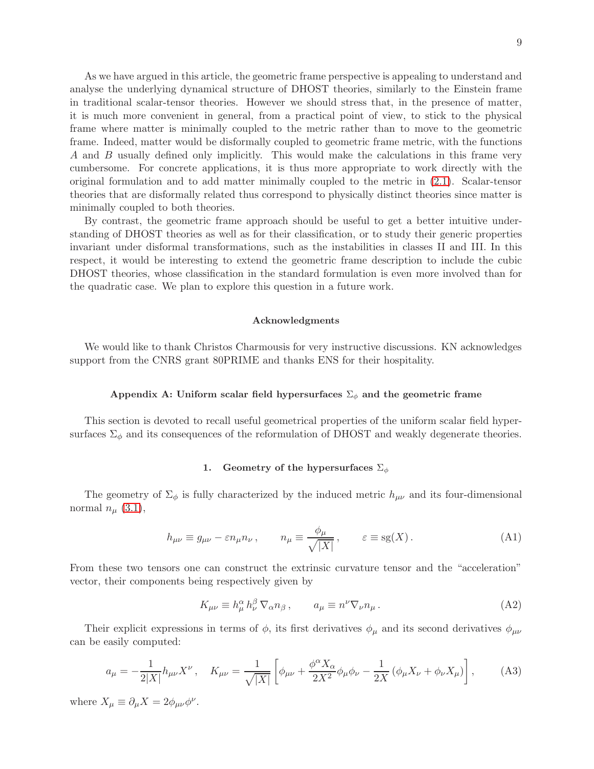As we have argued in this article, the geometric frame perspective is appealing to understand and analyse the underlying dynamical structure of DHOST theories, similarly to the Einstein frame in traditional scalar-tensor theories. However we should stress that, in the presence of matter, it is much more convenient in general, from a practical point of view, to stick to the physical frame where matter is minimally coupled to the metric rather than to move to the geometric frame. Indeed, matter would be disformally coupled to geometric frame metric, with the functions $A$ and $B$ usually defined only implicitly. This would make the calculations in this frame very cumbersome. For concrete applications, it is thus more appropriate to work directly with the original formulation and to add matter minimally coupled to the metric in (2.1). Scalar-tensor theories that are disformally related thus correspond to physically distinct theories since matter is minimally coupled to both theories.

By contrast, the geometric frame approach should be useful to get a better intuitive understanding of DHOST theories as well as for their classification, or to study their generic properties invariant under disformal transformations, such as the instabilities in classes II and III. In this respect, it would be interesting to extend the geometric frame description to include the cubic DHOST theories, whose classification in the standard formulation is even more involved than for the quadratic case. We plan to explore this question in a future work.

### Acknowledgments

We would like to thank Christos Charmousis for very instructive discussions. KN acknowledges support from the CNRS grant 80PRIME and thanks ENS for their hospitality.

## Appendix A: Uniform scalar field hypersurfaces $\Sigma_\phi$ and the geometric frame

This section is devoted to recall useful geometrical properties of the uniform scalar field hypersurfaces $\Sigma_\phi$ and its consequences of the reformulation of DHOST and weakly degenerate theories.

### 1. Geometry of the hypersurfaces $\Sigma_\phi$

The geometry of $\Sigma_\phi$ is fully characterized by the induced metric $h_{\mu\nu}$ and its four-dimensional normal $n_\mu$ (3.1),

$$h_{\mu\nu} \equiv g_{\mu\nu} - \varepsilon n_\mu n_\nu \,, \qquad n_\mu \equiv \frac{\phi_\mu}{\sqrt{|X|}} \,, \qquad \varepsilon \equiv \mathrm{sg}(X) \,. \tag{A1}$$

From these two tensors one can construct the extrinsic curvature tensor and the "acceleration" vector, their components being respectively given by

$$K_{\mu\nu} \equiv h_\mu^\alpha \, h_\nu^\beta \, \nabla_\alpha n_\beta \,, \qquad a_\mu \equiv n^\nu \nabla_\nu n_\mu \,. \tag{A2}$$

Their explicit expressions in terms of $\phi$, its first derivatives $\phi_\mu$ and its second derivatives $\phi_{\mu\nu}$ can be easily computed:

$$a_\mu = -\frac{1}{2|X|} h_{\mu\nu} X^\nu \,, \quad K_{\mu\nu} = \frac{1}{\sqrt{|X|}} \left[ \phi_{\mu\nu} + \frac{\phi^\alpha X_\alpha}{2X^2} \phi_\mu \phi_\nu - \frac{1}{2X} \left( \phi_\mu X_\nu + \phi_\nu X_\mu \right) \right], \tag{A3}$$

where $X_\mu \equiv \partial_\mu X = 2\phi_{\mu\nu}\phi^\nu$.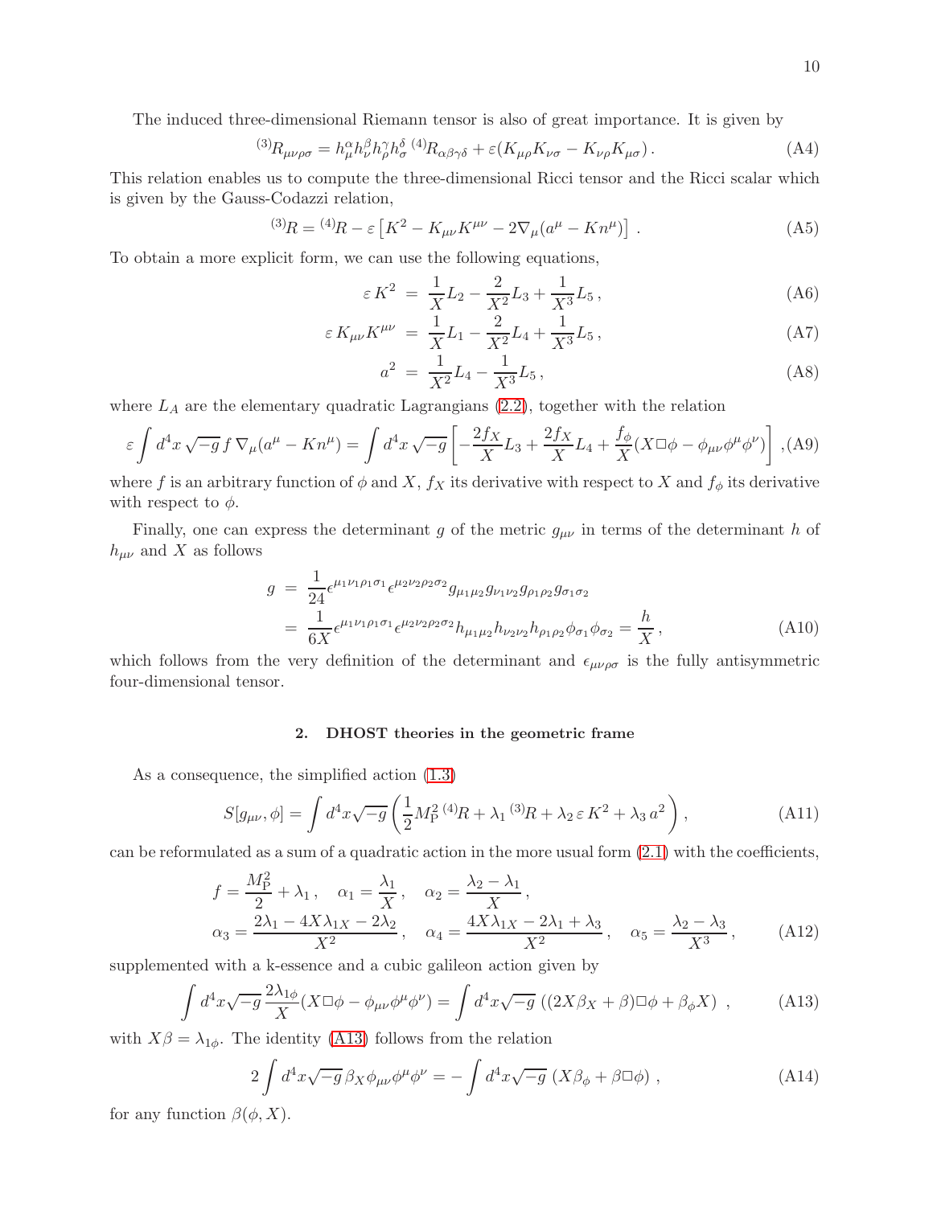The induced three-dimensional Riemann tensor is also of great importance. It is given by

$$
{}^{(3)}R_{\mu\nu\rho\sigma} = h^{\alpha}_{\mu} h^{\beta}_{\nu} h^{\gamma}_{\rho} h^{\delta}_{\sigma} \, {}^{(4)}R_{\alpha\beta\gamma\delta} + \varepsilon (K_{\mu\rho} K_{\nu\sigma} - K_{\nu\rho} K_{\mu\sigma}) \, . \tag{A4}
$$

This relation enables us to compute the three-dimensional Ricci tensor and the Ricci scalar which is given by the Gauss-Codazzi relation,

$$
{}^{(3)}R = {}^{(4)}R - \varepsilon \left[ K^2 - K_{\mu\nu} K^{\mu\nu} - 2 \nabla_\mu (a^\mu - K n^\mu) \right] \, . \tag{A5}
$$

To obtain a more explicit form, we can use the following equations,

$$
\varepsilon \, K^2 \; = \; \frac{1}{X} L_2 - \frac{2}{X^2} L_3 + \frac{1}{X^3} L_5 \, , \tag{A6}
$$

$$
\varepsilon \, K_{\mu\nu} K^{\mu\nu} \; = \; \frac{1}{X} L_1 - \frac{2}{X^2} L_4 + \frac{1}{X^3} L_5 \, , \tag{A7}
$$

$$
a^2 \; = \; \frac{1}{X^2} L_4 - \frac{1}{X^3} L_5 \, , \tag{A8}
$$

where $L_A$ are the elementary quadratic Lagrangians (2.2), together with the relation

$$
\varepsilon \int d^4 x \, \sqrt{-g} \, f \, \nabla_\mu (a^\mu - K n^\mu) = \int d^4 x \, \sqrt{-g} \left[ -\frac{2 f_X}{X} L_3 + \frac{2 f_X}{X} L_4 + \frac{f_\phi}{X} (X \Box \phi - \phi_{\mu\nu} \phi^\mu \phi^\nu) \right] \, , \tag{A9}
$$

where $f$ is an arbitrary function of $\phi$ and $X$, $f_X$ its derivative with respect to $X$ and $f_\phi$ its derivative with respect to $\phi$.

Finally, one can express the determinant $g$ of the metric $g_{\mu\nu}$ in terms of the determinant $h$ of $h_{\mu\nu}$ and $X$ as follows

$$
\begin{aligned}
g \; &= \; \frac{1}{24} \epsilon^{\mu_1 \nu_1 \rho_1 \sigma_1} \epsilon^{\mu_2 \nu_2 \rho_2 \sigma_2} g_{\mu_1 \mu_2} g_{\nu_1 \nu_2} g_{\rho_1 \rho_2} g_{\sigma_1 \sigma_2} \\
&= \; \frac{1}{6X} \epsilon^{\mu_1 \nu_1 \rho_1 \sigma_1} \epsilon^{\mu_2 \nu_2 \rho_2 \sigma_2} h_{\mu_1 \mu_2} h_{\nu_2 \nu_2} h_{\rho_1 \rho_2} \phi_{\sigma_1} \phi_{\sigma_2} = \frac{h}{X} \, ,
\end{aligned} \tag{A10}
$$

which follows from the very definition of the determinant and $\epsilon_{\mu\nu\rho\sigma}$ is the fully antisymmetric four-dimensional tensor.

### 2. DHOST theories in the geometric frame

As a consequence, the simplified action (1.3)

$$
S[g_{\mu\nu}, \phi] = \int d^4 x \sqrt{-g} \left( \frac{1}{2} M_{\rm P}^2 \, {}^{(4)}R + \lambda_1 \, {}^{(3)}R + \lambda_2 \, \varepsilon \, K^2 + \lambda_3 \, a^2 \right) , \tag{A11}
$$

can be reformulated as a sum of a quadratic action in the more usual form (2.1) with the coefficients,

$$
\begin{aligned}
& f = \frac{M_{\rm P}^2}{2} + \lambda_1 \, , \quad \alpha_1 = \frac{\lambda_1}{X} \, , \quad \alpha_2 = \frac{\lambda_2 - \lambda_1}{X} \, , \\
& \alpha_3 = \frac{2\lambda_1 - 4X \lambda_{1X} - 2\lambda_2}{X^2} \, , \quad \alpha_4 = \frac{4X \lambda_{1X} - 2\lambda_1 + \lambda_3}{X^2} \, , \quad \alpha_5 = \frac{\lambda_2 - \lambda_3}{X^3} \, ,
\end{aligned} \tag{A12}
$$

supplemented with a k-essence and a cubic galileon action given by

$$
\int d^4 x \sqrt{-g} \, \frac{2 \lambda_{1\phi}}{X} (X \Box \phi - \phi_{\mu\nu} \phi^\mu \phi^\nu) = \int d^4 x \sqrt{-g} \, \left( (2X \beta_X + \beta) \Box \phi + \beta_\phi X \right) \, , \tag{A13}
$$

with $X\beta = \lambda_{1\phi}$. The identity (A13) follows from the relation

$$
2 \int d^4 x \sqrt{-g} \, \beta_X \phi_{\mu\nu} \phi^\mu \phi^\nu = - \int d^4 x \sqrt{-g} \, \left( X \beta_\phi + \beta \Box \phi \right) \, , \tag{A14}
$$

for any function $\beta(\phi, X)$.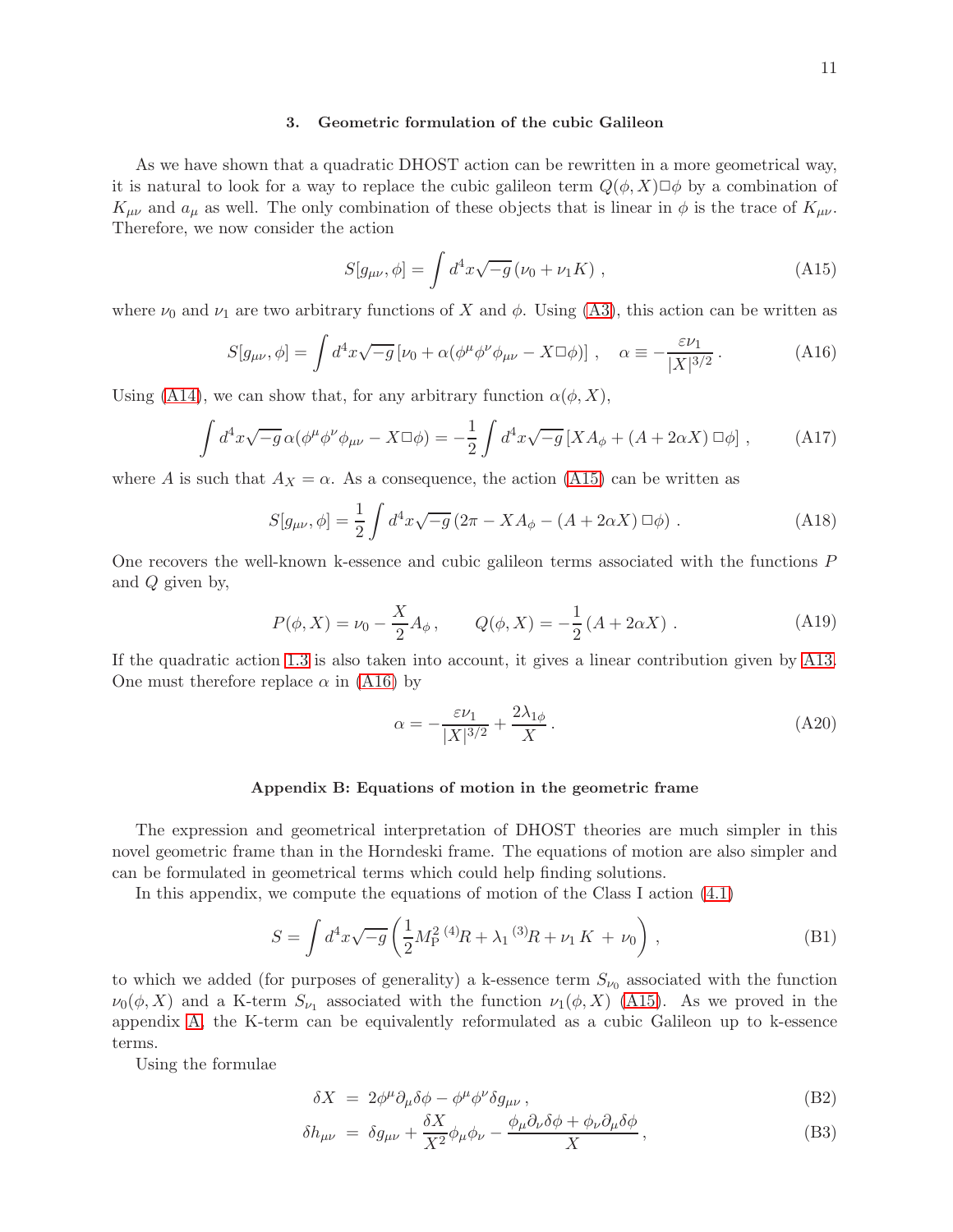### 3. Geometric formulation of the cubic Galileon

As we have shown that a quadratic DHOST action can be rewritten in a more geometrical way, it is natural to look for a way to replace the cubic galileon term $Q(\phi, X)\Box\phi$ by a combination of $K_{\mu\nu}$ and $a_\mu$ as well. The only combination of these objects that is linear in $\phi$ is the trace of $K_{\mu\nu}$. Therefore, we now consider the action

$$S[g_{\mu\nu}, \phi] = \int d^4x \sqrt{-g}\,(\nu_0 + \nu_1 K)\;, \tag{A15}$$

where $\nu_0$ and $\nu_1$ are two arbitrary functions of $X$ and $\phi$. Using (A3), this action can be written as

$$S[g_{\mu\nu}, \phi] = \int d^4x \sqrt{-g}\,[\nu_0 + \alpha(\phi^\mu\phi^\nu\phi_{\mu\nu} - X\Box\phi)]\;, \quad \alpha \equiv -\frac{\varepsilon\nu_1}{|X|^{3/2}}\,. \tag{A16}$$

Using (A14), we can show that, for any arbitrary function $\alpha(\phi, X)$,

$$\int d^4x \sqrt{-g}\,\alpha(\phi^\mu\phi^\nu\phi_{\mu\nu} - X\Box\phi) = -\frac{1}{2}\int d^4x\sqrt{-g}\,[XA_\phi + (A + 2\alpha X)\,\Box\phi]\;, \tag{A17}$$

where $A$ is such that $A_X = \alpha$. As a consequence, the action (A15) can be written as

$$S[g_{\mu\nu}, \phi] = \frac{1}{2}\int d^4x\sqrt{-g}\,(2\pi - XA_\phi - (A + 2\alpha X)\,\Box\phi)\;. \tag{A18}$$

One recovers the well-known k-essence and cubic galileon terms associated with the functions $P$ and $Q$ given by,

$$P(\phi, X) = \nu_0 - \frac{X}{2}A_\phi\,, \qquad Q(\phi, X) = -\frac{1}{2}(A + 2\alpha X)\;. \tag{A19}$$

If the quadratic action 1.3 is also taken into account, it gives a linear contribution given by A13. One must therefore replace $\alpha$ in (A16) by

$$\alpha = -\frac{\varepsilon\nu_1}{|X|^{3/2}} + \frac{2\lambda_{1\phi}}{X}\,. \tag{A20}$$

## Appendix B: Equations of motion in the geometric frame

The expression and geometrical interpretation of DHOST theories are much simpler in this novel geometric frame than in the Horndeski frame. The equations of motion are also simpler and can be formulated in geometrical terms which could help finding solutions.

In this appendix, we compute the equations of motion of the Class I action (4.1)

$$S = \int d^4x\sqrt{-g}\left(\frac{1}{2}M_{\rm P}^2\,{}^{(4)}\!R + \lambda_1\,{}^{(3)}\!R + \nu_1\,K\; + \;\nu_0\right)\,, \tag{B1}$$

to which we added (for purposes of generality) a k-essence term $S_{\nu_0}$ associated with the function $\nu_0(\phi, X)$ and a K-term $S_{\nu_1}$ associated with the function $\nu_1(\phi, X)$ (A15). As we proved in the appendix A, the K-term can be equivalently reformulated as a cubic Galileon up to k-essence terms.

Using the formulae

$$\delta X \;=\; 2\phi^\mu\partial_\mu\delta\phi - \phi^\mu\phi^\nu\delta g_{\mu\nu}\,, \tag{B2}$$

$$\delta h_{\mu\nu} \;=\; \delta g_{\mu\nu} + \frac{\delta X}{X^2}\phi_\mu\phi_\nu - \frac{\phi_\mu\partial_\nu\delta\phi + \phi_\nu\partial_\mu\delta\phi}{X}\,, \tag{B3}$$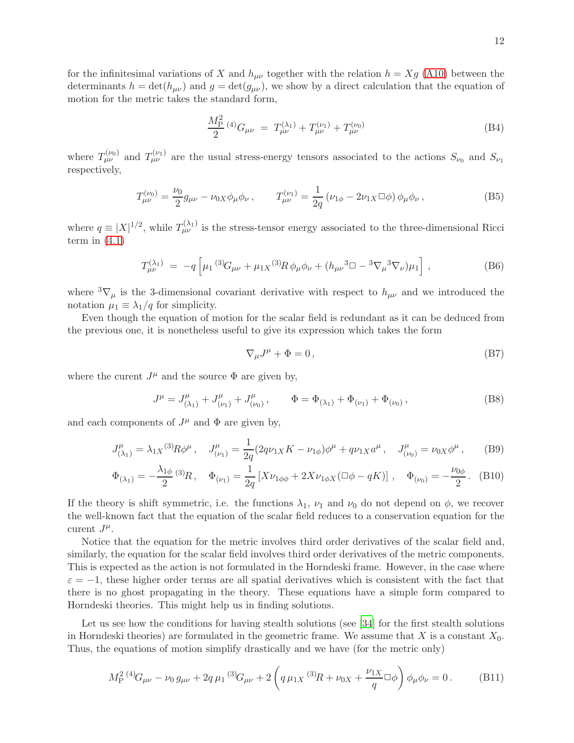for the infinitesimal variations of $X$ and $h_{\mu\nu}$ together with the relation $h = Xg$ (A10) between the determinants $h = \det(h_{\mu\nu})$ and $g = \det(g_{\mu\nu})$, we show by a direct calculation that the equation of motion for the metric takes the standard form,

$$\frac{M_{\rm P}^2}{2}\,{}^{(4)}G_{\mu\nu} \;=\; T^{(\lambda_1)}_{\mu\nu} + T^{(\nu_1)}_{\mu\nu} + T^{(\nu_0)}_{\mu\nu} \tag{B4}$$

where $T^{(\nu_0)}_{\mu\nu}$ and $T^{(\nu_1)}_{\mu\nu}$ are the usual stress-energy tensors associated to the actions $S_{\nu_0}$ and $S_{\nu_1}$ respectively,

$$T^{(\nu_0)}_{\mu\nu} = \frac{\nu_0}{2} g_{\mu\nu} - \nu_{0X}\phi_\mu\phi_\nu \,, \qquad T^{(\nu_1)}_{\mu\nu} = \frac{1}{2q}\left(\nu_{1\phi} - 2\nu_{1X}\Box\phi\right)\phi_\mu\phi_\nu \,, \tag{B5}$$

where $q \equiv |X|^{1/2}$, while $T^{(\lambda_1)}_{\mu\nu}$ is the stress-tensor energy associated to the three-dimensional Ricci term in (4.1)

$$T^{(\lambda_1)}_{\mu\nu} \;=\; -q\left[\mu_1\,{}^{(3)}G_{\mu\nu} + \mu_{1X}{}^{(3)}R\,\phi_\mu\phi_\nu + (h_{\mu\nu}{}^{3}\Box - {}^{3}\nabla_\mu{}^{3}\nabla_\nu)\mu_1\right] \,, \tag{B6}$$

where ${}^{3}\nabla_\mu$ is the 3-dimensional covariant derivative with respect to $h_{\mu\nu}$ and we introduced the notation $\mu_1 \equiv \lambda_1/q$ for simplicity.

Even though the equation of motion for the scalar field is redundant as it can be deduced from the previous one, it is nonetheless useful to give its expression which takes the form

$$\nabla_\mu J^\mu + \Phi = 0\,, \tag{B7}$$

where the current $J^\mu$ and the source $\Phi$ are given by,

$$J^\mu = J^\mu_{(\lambda_1)} + J^\mu_{(\nu_1)} + J^\mu_{(\nu_0)}\,, \qquad \Phi = \Phi_{(\lambda_1)} + \Phi_{(\nu_1)} + \Phi_{(\nu_0)}\,, \tag{B8}$$

and each components of $J^\mu$ and $\Phi$ are given by,

$$J^\mu_{(\lambda_1)} = \lambda_{1X}{}^{(3)}R\phi^\mu\,, \quad J^\mu_{(\nu_1)} = \frac{1}{2q}(2q\nu_{1X}K - \nu_{1\phi})\phi^\mu + q\nu_{1X}a^\mu\,, \quad J^\mu_{(\nu_0)} = \nu_{0X}\phi^\mu\,, \tag{B9}$$

$$\Phi_{(\lambda_1)} = -\frac{\lambda_{1\phi}}{2}\,{}^{(3)}R\,, \quad \Phi_{(\nu_1)} = \frac{1}{2q}\left[X\nu_{1\phi\phi} + 2X\nu_{1\phi X}(\Box\phi - qK)\right]\,, \quad \Phi_{(\nu_0)} = -\frac{\nu_{0\phi}}{2}\,. \tag{B10}$$

If the theory is shift symmetric, i.e. the functions $\lambda_1$, $\nu_1$ and $\nu_0$ do not depend on $\phi$, we recover the well-known fact that the equation of the scalar field reduces to a conservation equation for the current $J^\mu$.

Notice that the equation for the metric involves third order derivatives of the scalar field and, similarly, the equation for the scalar field involves third order derivatives of the metric components. This is expected as the action is not formulated in the Horndeski frame. However, in the case where $\varepsilon = -1$, these higher order terms are all spatial derivatives which is consistent with the fact that there is no ghost propagating in the theory. These equations have a simple form compared to Horndeski theories. This might help us in finding solutions.

Let us see how the conditions for having stealth solutions (see [34] for the first stealth solutions in Horndeski theories) are formulated in the geometric frame. We assume that $X$ is a constant $X_0$. Thus, the equations of motion simplify drastically and we have (for the metric only)

$$M_{\rm P}^2\,{}^{(4)}G_{\mu\nu} - \nu_0\,g_{\mu\nu} + 2q\,\mu_1\,{}^{(3)}G_{\mu\nu} + 2\left(q\,\mu_{1X}\,{}^{(3)}R + \nu_{0X} + \frac{\nu_{1X}}{q}\Box\phi\right)\phi_\mu\phi_\nu = 0\,. \tag{B11}$$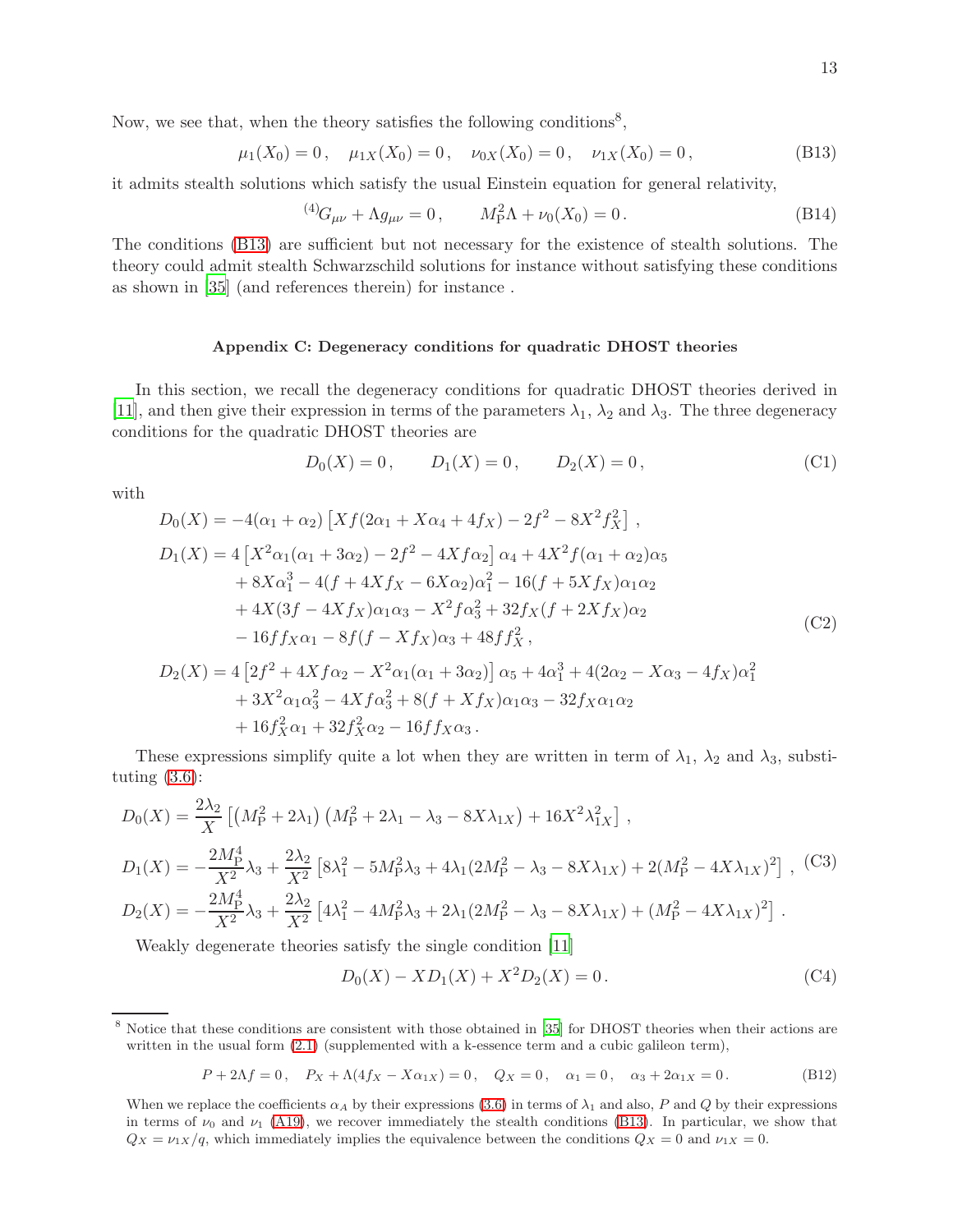Now, we see that, when the theory satisfies the following conditions[8],

$$\mu_1(X_0) = 0\,, \quad \mu_{1X}(X_0) = 0\,, \quad \nu_{0X}(X_0) = 0\,, \quad \nu_{1X}(X_0) = 0\,, \tag{B13}$$

it admits stealth solutions which satisfy the usual Einstein equation for general relativity,

$${}^{(4)}G_{\mu\nu} + \Lambda g_{\mu\nu} = 0\,, \qquad M_{\rm P}^2 \Lambda + \nu_0(X_0) = 0\,. \tag{B14}$$

The conditions (B13) are sufficient but not necessary for the existence of stealth solutions. The theory could admit stealth Schwarzschild solutions for instance without satisfying these conditions as shown in [35] (and references therein) for instance .

## Appendix C: Degeneracy conditions for quadratic DHOST theories

In this section, we recall the degeneracy conditions for quadratic DHOST theories derived in [11], and then give their expression in terms of the parameters $\lambda_1$, $\lambda_2$ and $\lambda_3$. The three degeneracy conditions for the quadratic DHOST theories are

$$D_0(X) = 0\,, \qquad D_1(X) = 0\,, \qquad D_2(X) = 0\,, \tag{C1}$$

with

$$\begin{aligned}
D_0(X) &= -4(\alpha_1+\alpha_2)\left[Xf(2\alpha_1 + X\alpha_4 + 4f_X) - 2f^2 - 8X^2 f_X^2\right]\,,\\
D_1(X) &= 4\left[X^2\alpha_1(\alpha_1+3\alpha_2) - 2f^2 - 4Xf\alpha_2\right]\alpha_4 + 4X^2 f(\alpha_1+\alpha_2)\alpha_5\\
&\quad + 8X\alpha_1^3 - 4(f + 4Xf_X - 6X\alpha_2)\alpha_1^2 - 16(f + 5Xf_X)\alpha_1\alpha_2\\
&\quad + 4X(3f - 4Xf_X)\alpha_1\alpha_3 - X^2 f\alpha_3^2 + 32 f_X(f + 2Xf_X)\alpha_2\\
&\quad - 16 f f_X \alpha_1 - 8f(f - Xf_X)\alpha_3 + 48 f f_X^2\,,\\
D_2(X) &= 4\left[2f^2 + 4Xf\alpha_2 - X^2\alpha_1(\alpha_1+3\alpha_2)\right]\alpha_5 + 4\alpha_1^3 + 4(2\alpha_2 - X\alpha_3 - 4f_X)\alpha_1^2\\
&\quad + 3X^2\alpha_1\alpha_3^2 - 4Xf\alpha_3^2 + 8(f + Xf_X)\alpha_1\alpha_3 - 32 f_X\alpha_1\alpha_2\\
&\quad + 16 f_X^2\alpha_1 + 32 f_X^2\alpha_2 - 16 f f_X\alpha_3\,.
\end{aligned} \tag{C2}$$

These expressions simplify quite a lot when they are written in term of $\lambda_1$, $\lambda_2$ and $\lambda_3$, substituting (3.6):

$$\begin{aligned}
D_0(X) &= \frac{2\lambda_2}{X}\left[\left(M_{\rm P}^2 + 2\lambda_1\right)\left(M_{\rm P}^2 + 2\lambda_1 - \lambda_3 - 8X\lambda_{1X}\right) + 16X^2\lambda_{1X}^2\right]\,,\\
D_1(X) &= -\frac{2M_{\rm P}^4}{X^2}\lambda_3 + \frac{2\lambda_2}{X^2}\left[8\lambda_1^2 - 5M_{\rm P}^2\lambda_3 + 4\lambda_1(2M_{\rm P}^2 - \lambda_3 - 8X\lambda_{1X}) + 2(M_{\rm P}^2 - 4X\lambda_{1X})^2\right]\,,\\
D_2(X) &= -\frac{2M_{\rm P}^4}{X^2}\lambda_3 + \frac{2\lambda_2}{X^2}\left[4\lambda_1^2 - 4M_{\rm P}^2\lambda_3 + 2\lambda_1(2M_{\rm P}^2 - \lambda_3 - 8X\lambda_{1X}) + (M_{\rm P}^2 - 4X\lambda_{1X})^2\right]\,.
\end{aligned} \tag{C3}$$

Weakly degenerate theories satisfy the single condition [11]

$$D_0(X) - XD_1(X) + X^2 D_2(X) = 0\,. \tag{C4}$$

---

[8] Notice that these conditions are consistent with those obtained in [35] for DHOST theories when their actions are written in the usual form (2.1) (supplemented with a k-essence term and a cubic galileon term),

$$P + 2\Lambda f = 0\,, \quad P_X + \Lambda(4f_X - X\alpha_{1X}) = 0\,, \quad Q_X = 0\,, \quad \alpha_1 = 0\,, \quad \alpha_3 + 2\alpha_{1X} = 0\,. \tag{B12}$$

When we replace the coefficients $\alpha_A$ by their expressions (3.6) in terms of $\lambda_1$ and also, $P$ and $Q$ by their expressions in terms of $\nu_0$ and $\nu_1$ (A19), we recover immediately the stealth conditions (B13). In particular, we show that $Q_X = \nu_{1X}/q$, which immediately implies the equivalence between the conditions $Q_X = 0$ and $\nu_{1X} = 0$.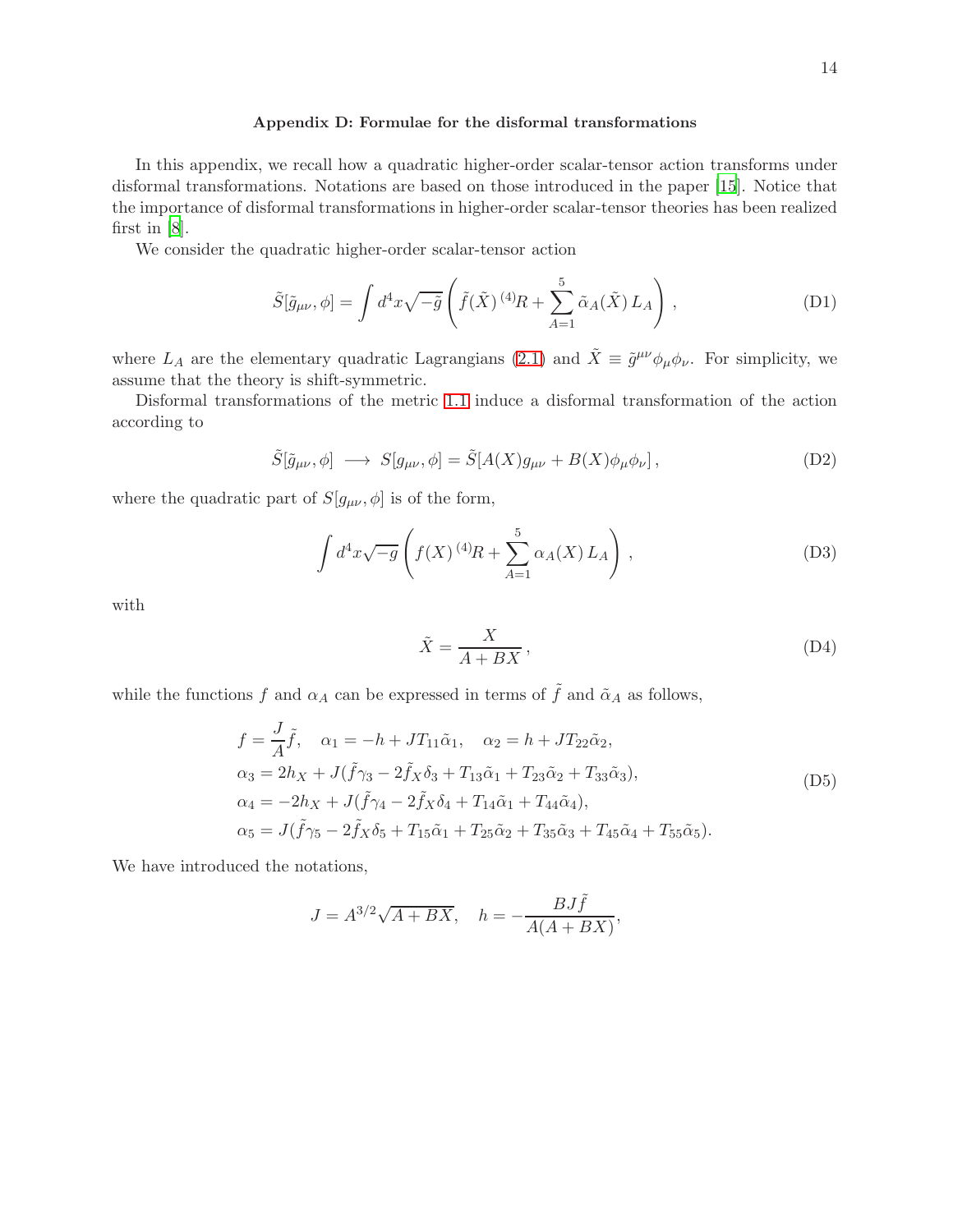### Appendix D: Formulae for the disformal transformations

In this appendix, we recall how a quadratic higher-order scalar-tensor action transforms under disformal transformations. Notations are based on those introduced in the paper [15]. Notice that the importance of disformal transformations in higher-order scalar-tensor theories has been realized first in [8].

We consider the quadratic higher-order scalar-tensor action

$$\tilde{S}[\tilde{g}_{\mu\nu}, \phi] = \int d^4x \sqrt{-\tilde{g}} \left( \tilde{f}(\tilde{X})\, {}^{(4)}\!R + \sum_{A=1}^{5} \tilde{\alpha}_A(\tilde{X})\, L_A \right), \tag{D1}$$

where $L_A$ are the elementary quadratic Lagrangians (2.1) and $\tilde{X} \equiv \tilde{g}^{\mu\nu}\phi_\mu\phi_\nu$. For simplicity, we assume that the theory is shift-symmetric.

Disformal transformations of the metric 1.1 induce a disformal transformation of the action according to

$$\tilde{S}[\tilde{g}_{\mu\nu}, \phi] \longrightarrow S[g_{\mu\nu}, \phi] = \tilde{S}[A(X) g_{\mu\nu} + B(X)\phi_\mu\phi_\nu], \tag{D2}$$

where the quadratic part of $S[g_{\mu\nu}, \phi]$ is of the form,

$$\int d^4x \sqrt{-g} \left( f(X)\, {}^{(4)}\!R + \sum_{A=1}^{5} \alpha_A(X)\, L_A \right), \tag{D3}$$

with

$$\tilde{X} = \frac{X}{A + BX}, \tag{D4}$$

while the functions $f$ and $\alpha_A$ can be expressed in terms of $\tilde{f}$ and $\tilde{\alpha}_A$ as follows,

$$\begin{aligned}
&f = \frac{J}{A}\tilde{f}, \quad \alpha_1 = -h + J T_{11}\tilde{\alpha}_1, \quad \alpha_2 = h + J T_{22}\tilde{\alpha}_2, \\
&\alpha_3 = 2h_X + J(\tilde{f}\gamma_3 - 2\tilde{f}_X\delta_3 + T_{13}\tilde{\alpha}_1 + T_{23}\tilde{\alpha}_2 + T_{33}\tilde{\alpha}_3), \\
&\alpha_4 = -2h_X + J(\tilde{f}\gamma_4 - 2\tilde{f}_X\delta_4 + T_{14}\tilde{\alpha}_1 + T_{44}\tilde{\alpha}_4), \\
&\alpha_5 = J(\tilde{f}\gamma_5 - 2\tilde{f}_X\delta_5 + T_{15}\tilde{\alpha}_1 + T_{25}\tilde{\alpha}_2 + T_{35}\tilde{\alpha}_3 + T_{45}\tilde{\alpha}_4 + T_{55}\tilde{\alpha}_5).
\end{aligned} \tag{D5}$$

We have introduced the notations,

$$J = A^{3/2}\sqrt{A + BX}, \quad h = -\frac{BJ\tilde{f}}{A(A + BX)},$$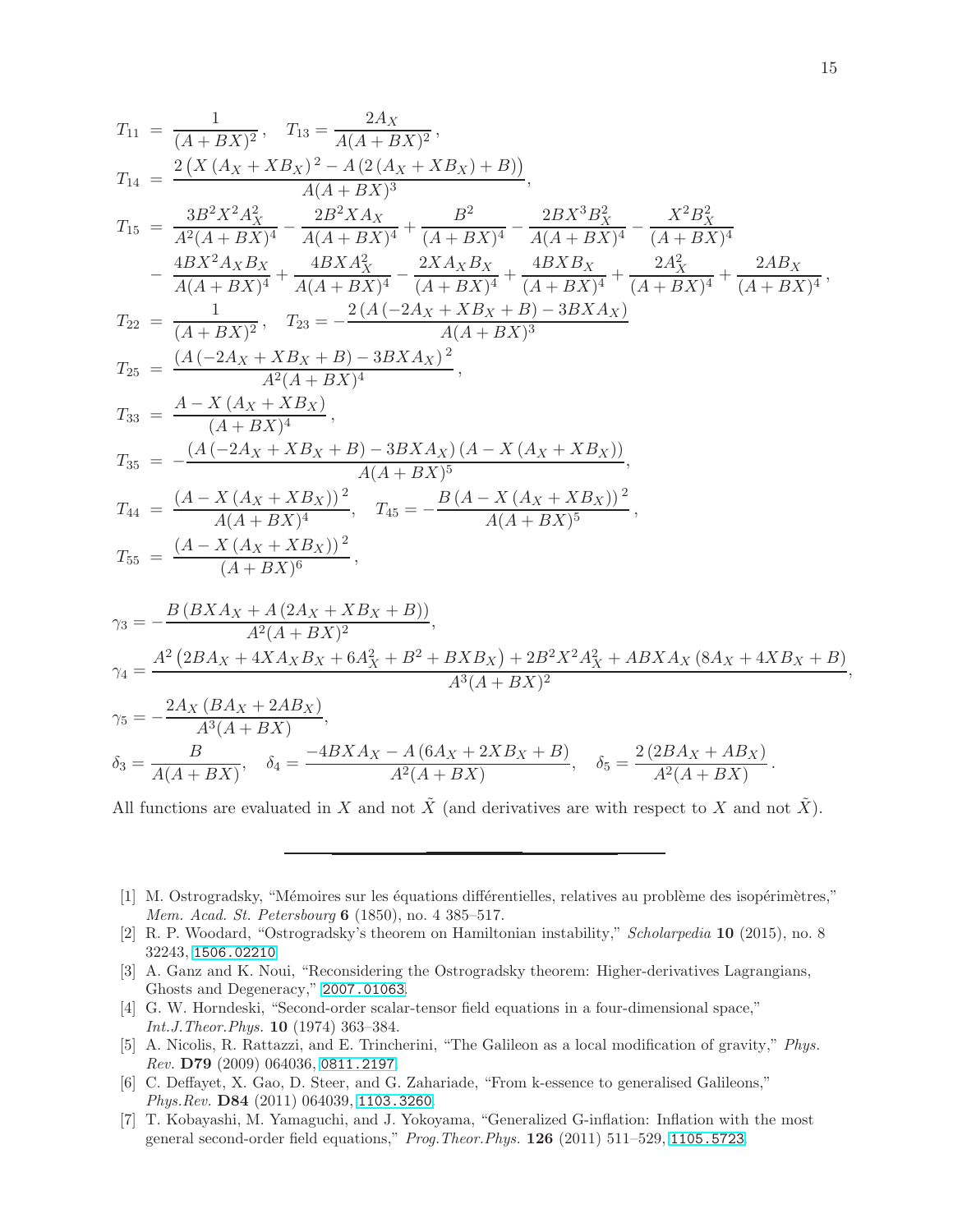$$
\begin{aligned}
T_{11} &= \frac{1}{(A+BX)^2}\,, \quad T_{13} = \frac{2A_X}{A(A+BX)^2}\,, \\
T_{14} &= \frac{2\left(X\left(A_X+XB_X\right)^2 - A\left(2\left(A_X+XB_X\right)+B\right)\right)}{A(A+BX)^3}, \\
T_{15} &= \frac{3B^2X^2A_X^2}{A^2(A+BX)^4} - \frac{2B^2XA_X}{A(A+BX)^4} + \frac{B^2}{(A+BX)^4} - \frac{2BX^3B_X^2}{A(A+BX)^4} - \frac{X^2B_X^2}{(A+BX)^4} \\
&\quad - \frac{4BX^2A_XB_X}{A(A+BX)^4} + \frac{4BXA_X^2}{A(A+BX)^4} - \frac{2XA_XB_X}{(A+BX)^4} + \frac{4BXB_X}{(A+BX)^4} + \frac{2A_X^2}{(A+BX)^4} + \frac{2AB_X}{(A+BX)^4}\,, \\
T_{22} &= \frac{1}{(A+BX)^2}\,, \quad T_{23} = -\frac{2\left(A\left(-2A_X+XB_X+B\right)-3BXA_X\right)}{A(A+BX)^3} \\
T_{25} &= \frac{\left(A\left(-2A_X+XB_X+B\right)-3BXA_X\right)^2}{A^2(A+BX)^4}\,, \\
T_{33} &= \frac{A-X\left(A_X+XB_X\right)}{(A+BX)^4}\,, \\
T_{35} &= -\frac{\left(A\left(-2A_X+XB_X+B\right)-3BXA_X\right)\left(A-X\left(A_X+XB_X\right)\right)}{A(A+BX)^5}, \\
T_{44} &= \frac{\left(A-X\left(A_X+XB_X\right)\right)^2}{A(A+BX)^4}, \quad T_{45} = -\frac{B\left(A-X\left(A_X+XB_X\right)\right)^2}{A(A+BX)^5}\,, \\
T_{55} &= \frac{\left(A-X\left(A_X+XB_X\right)\right)^2}{(A+BX)^6}\,,
\end{aligned}
$$

$$
\begin{aligned}
\gamma_3 &= -\frac{B\left(BXA_X + A\left(2A_X+XB_X+B\right)\right)}{A^2(A+BX)^2}, \\
\gamma_4 &= \frac{A^2\left(2BA_X+4XA_XB_X+6A_X^2+B^2+BXB_X\right)+2B^2X^2A_X^2+ABXA_X\left(8A_X+4XB_X+B\right)}{A^3(A+BX)^2}, \\
\gamma_5 &= -\frac{2A_X\left(BA_X+2AB_X\right)}{A^3(A+BX)}, \\
\delta_3 &= \frac{B}{A(A+BX)}, \quad \delta_4 = \frac{-4BXA_X - A\left(6A_X+2XB_X+B\right)}{A^2(A+BX)}, \quad \delta_5 = \frac{2\left(2BA_X+AB_X\right)}{A^2(A+BX)}\,.
\end{aligned}
$$

All functions are evaluated in $X$ and not $\tilde{X}$ (and derivatives are with respect to $X$ and not $\tilde{X}$).

---

[1] M. Ostrogradsky, "Mémoires sur les équations différentielles, relatives au problème des isopérimètres," *Mem. Acad. St. Petersbourg* **6** (1850), no. 4 385–517.

[2] R. P. Woodard, "Ostrogradsky's theorem on Hamiltonian instability," *Scholarpedia* **10** (2015), no. 8 32243, 1506.02210.

[3] A. Ganz and K. Noui, "Reconsidering the Ostrogradsky theorem: Higher-derivatives Lagrangians, Ghosts and Degeneracy," 2007.01063.

[4] G. W. Horndeski, "Second-order scalar-tensor field equations in a four-dimensional space," *Int.J.Theor.Phys.* **10** (1974) 363–384.

[5] A. Nicolis, R. Rattazzi, and E. Trincherini, "The Galileon as a local modification of gravity," *Phys. Rev.* **D79** (2009) 064036, 0811.2197.

[6] C. Deffayet, X. Gao, D. Steer, and G. Zahariade, "From k-essence to generalised Galileons," *Phys.Rev.* **D84** (2011) 064039, 1103.3260.

[7] T. Kobayashi, M. Yamaguchi, and J. Yokoyama, "Generalized G-inflation: Inflation with the most general second-order field equations," *Prog.Theor.Phys.* **126** (2011) 511–529, 1105.5723.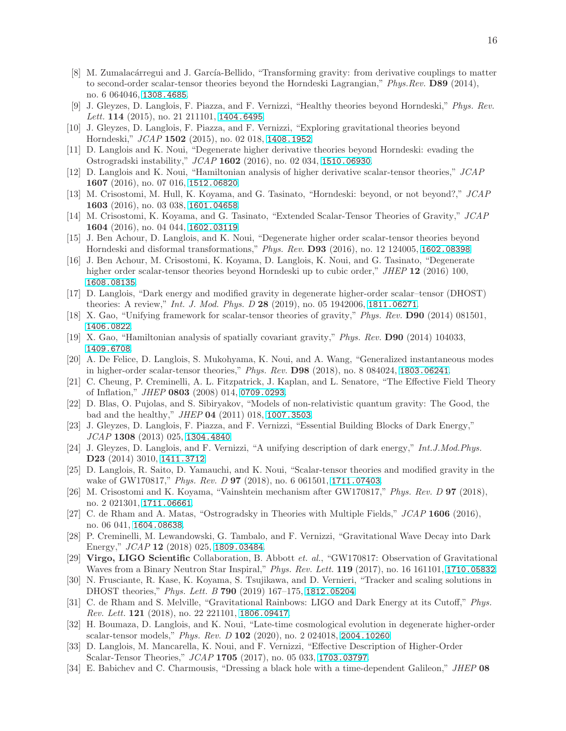[8] M. Zumalacárregui and J. García-Bellido, "Transforming gravity: from derivative couplings to matter to second-order scalar-tensor theories beyond the Horndeski Lagrangian," *Phys.Rev.* **D89** (2014), no. 6 064046, 1308.4685.

[9] J. Gleyzes, D. Langlois, F. Piazza, and F. Vernizzi, "Healthy theories beyond Horndeski," *Phys. Rev. Lett.* **114** (2015), no. 21 211101, 1404.6495.

[10] J. Gleyzes, D. Langlois, F. Piazza, and F. Vernizzi, "Exploring gravitational theories beyond Horndeski," *JCAP* **1502** (2015), no. 02 018, 1408.1952.

[11] D. Langlois and K. Noui, "Degenerate higher derivative theories beyond Horndeski: evading the Ostrogradski instability," *JCAP* **1602** (2016), no. 02 034, 1510.06930.

[12] D. Langlois and K. Noui, "Hamiltonian analysis of higher derivative scalar-tensor theories," *JCAP* **1607** (2016), no. 07 016, 1512.06820.

[13] M. Crisostomi, M. Hull, K. Koyama, and G. Tasinato, "Horndeski: beyond, or not beyond?," *JCAP* **1603** (2016), no. 03 038, 1601.04658.

[14] M. Crisostomi, K. Koyama, and G. Tasinato, "Extended Scalar-Tensor Theories of Gravity," *JCAP* **1604** (2016), no. 04 044, 1602.03119.

[15] J. Ben Achour, D. Langlois, and K. Noui, "Degenerate higher order scalar-tensor theories beyond Horndeski and disformal transformations," *Phys. Rev.* **D93** (2016), no. 12 124005, 1602.08398.

[16] J. Ben Achour, M. Crisostomi, K. Koyama, D. Langlois, K. Noui, and G. Tasinato, "Degenerate higher order scalar-tensor theories beyond Horndeski up to cubic order," *JHEP* **12** (2016) 100, 1608.08135.

[17] D. Langlois, "Dark energy and modified gravity in degenerate higher-order scalar–tensor (DHOST) theories: A review," *Int. J. Mod. Phys. D* **28** (2019), no. 05 1942006, 1811.06271.

[18] X. Gao, "Unifying framework for scalar-tensor theories of gravity," *Phys. Rev.* **D90** (2014) 081501, 1406.0822.

[19] X. Gao, "Hamiltonian analysis of spatially covariant gravity," *Phys. Rev.* **D90** (2014) 104033, 1409.6708.

[20] A. De Felice, D. Langlois, S. Mukohyama, K. Noui, and A. Wang, "Generalized instantaneous modes in higher-order scalar-tensor theories," *Phys. Rev.* **D98** (2018), no. 8 084024, 1803.06241.

[21] C. Cheung, P. Creminelli, A. L. Fitzpatrick, J. Kaplan, and L. Senatore, "The Effective Field Theory of Inflation," *JHEP* **0803** (2008) 014, 0709.0293.

[22] D. Blas, O. Pujolas, and S. Sibiryakov, "Models of non-relativistic quantum gravity: The Good, the bad and the healthy," *JHEP* **04** (2011) 018, 1007.3503.

[23] J. Gleyzes, D. Langlois, F. Piazza, and F. Vernizzi, "Essential Building Blocks of Dark Energy," *JCAP* **1308** (2013) 025, 1304.4840.

[24] J. Gleyzes, D. Langlois, and F. Vernizzi, "A unifying description of dark energy," *Int.J.Mod.Phys.* **D23** (2014) 3010, 1411.3712.

[25] D. Langlois, R. Saito, D. Yamauchi, and K. Noui, "Scalar-tensor theories and modified gravity in the wake of GW170817," *Phys. Rev. D* **97** (2018), no. 6 061501, 1711.07403.

[26] M. Crisostomi and K. Koyama, "Vainshtein mechanism after GW170817," *Phys. Rev. D* **97** (2018), no. 2 021301, 1711.06661.

[27] C. de Rham and A. Matas, "Ostrogradsky in Theories with Multiple Fields," *JCAP* **1606** (2016), no. 06 041, 1604.08638.

[28] P. Creminelli, M. Lewandowski, G. Tambalo, and F. Vernizzi, "Gravitational Wave Decay into Dark Energy," *JCAP* **12** (2018) 025, 1809.03484.

[29] **Virgo, LIGO Scientific** Collaboration, B. Abbott *et. al.*, "GW170817: Observation of Gravitational Waves from a Binary Neutron Star Inspiral," *Phys. Rev. Lett.* **119** (2017), no. 16 161101, 1710.05832.

[30] N. Frusciante, R. Kase, K. Koyama, S. Tsujikawa, and D. Vernieri, "Tracker and scaling solutions in DHOST theories," *Phys. Lett. B* **790** (2019) 167–175, 1812.05204.

[31] C. de Rham and S. Melville, "Gravitational Rainbows: LIGO and Dark Energy at its Cutoff," *Phys. Rev. Lett.* **121** (2018), no. 22 221101, 1806.09417.

[32] H. Boumaza, D. Langlois, and K. Noui, "Late-time cosmological evolution in degenerate higher-order scalar-tensor models," *Phys. Rev. D* **102** (2020), no. 2 024018, 2004.10260.

[33] D. Langlois, M. Mancarella, K. Noui, and F. Vernizzi, "Effective Description of Higher-Order Scalar-Tensor Theories," *JCAP* **1705** (2017), no. 05 033, 1703.03797.

[34] E. Babichev and C. Charmousis, "Dressing a black hole with a time-dependent Galileon," *JHEP* **08**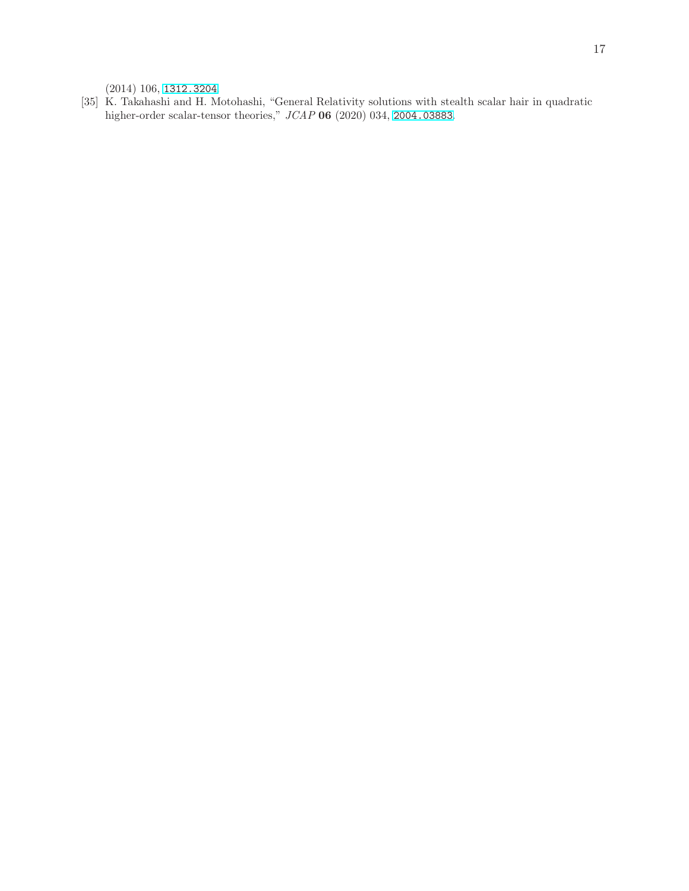(2014) 106, 1312.3204.

[35] K. Takahashi and H. Motohashi, "General Relativity solutions with stealth scalar hair in quadratic higher-order scalar-tensor theories," *JCAP* **06** (2020) 034, 2004.03883.